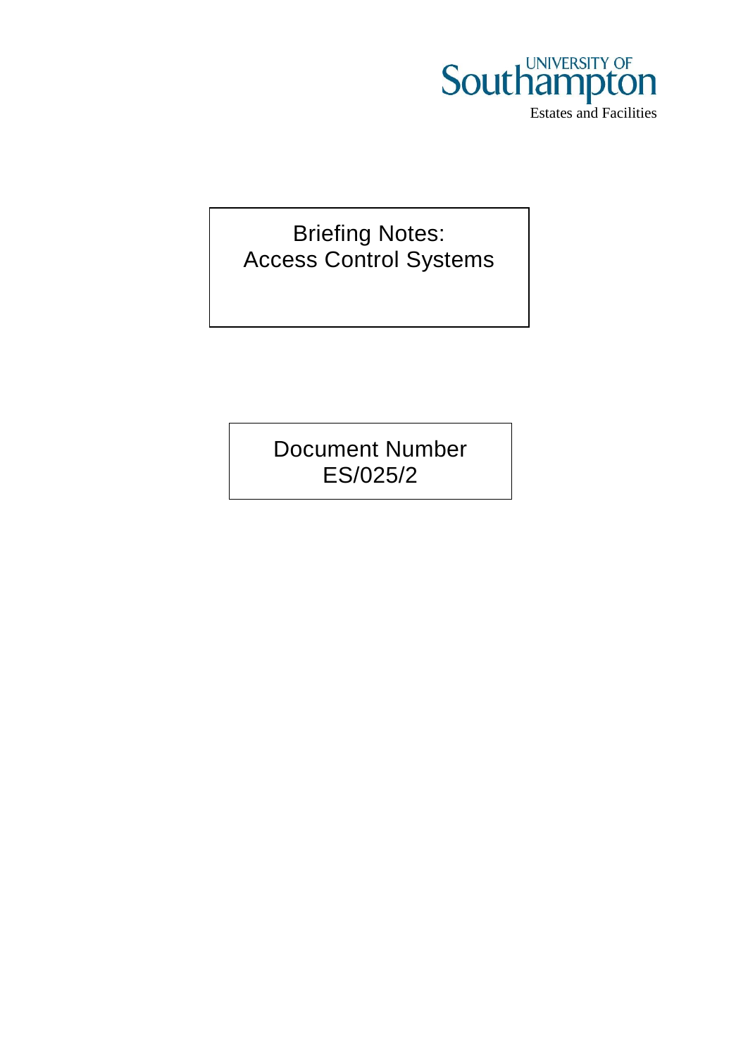UNIVERSITY OF Southampton

Estates and Facilities

# Briefing Notes: Access Control Systems

Document Number
ES/025/2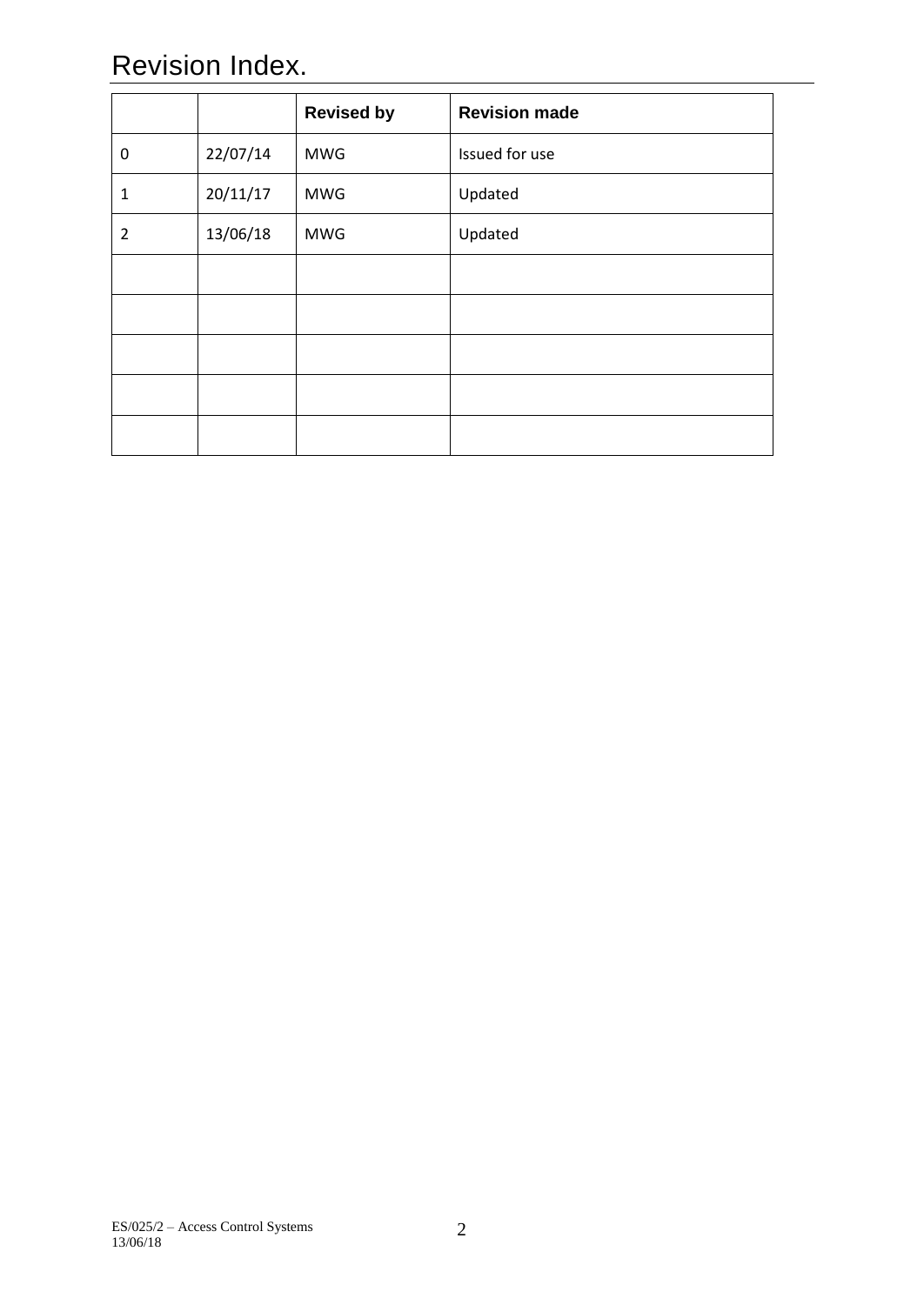# Revision Index.

| | | Revised by | Revision made |
|---|---|---|---|
| 0 | 22/07/14 | MWG | Issued for use |
| 1 | 20/11/17 | MWG | Updated |
| 2 | 13/06/18 | MWG | Updated |
| | | | |
| | | | |
| | | | |
| | | | |
| | | | |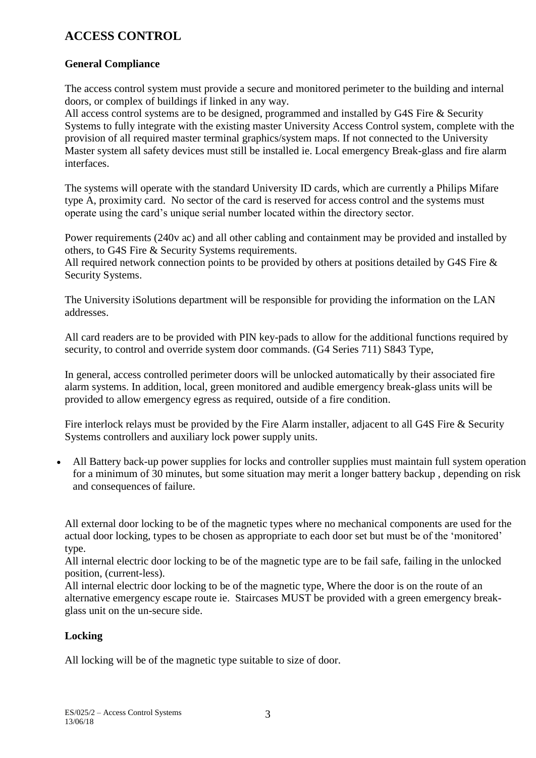# ACCESS CONTROL

### General Compliance

The access control system must provide a secure and monitored perimeter to the building and internal doors, or complex of buildings if linked in any way.
All access control systems are to be designed, programmed and installed by G4S Fire & Security Systems to fully integrate with the existing master University Access Control system, complete with the provision of all required master terminal graphics/system maps. If not connected to the University Master system all safety devices must still be installed ie. Local emergency Break-glass and fire alarm interfaces.

The systems will operate with the standard University ID cards, which are currently a Philips Mifare type A, proximity card. No sector of the card is reserved for access control and the systems must operate using the card's unique serial number located within the directory sector.

Power requirements (240v ac) and all other cabling and containment may be provided and installed by others, to G4S Fire & Security Systems requirements.
All required network connection points to be provided by others at positions detailed by G4S Fire & Security Systems.

The University iSolutions department will be responsible for providing the information on the LAN addresses.

All card readers are to be provided with PIN key-pads to allow for the additional functions required by security, to control and override system door commands. (G4 Series 711) S843 Type,

In general, access controlled perimeter doors will be unlocked automatically by their associated fire alarm systems. In addition, local, green monitored and audible emergency break-glass units will be provided to allow emergency egress as required, outside of a fire condition.

Fire interlock relays must be provided by the Fire Alarm installer, adjacent to all G4S Fire & Security Systems controllers and auxiliary lock power supply units.

- All Battery back-up power supplies for locks and controller supplies must maintain full system operation for a minimum of 30 minutes, but some situation may merit a longer battery backup , depending on risk and consequences of failure.

All external door locking to be of the magnetic types where no mechanical components are used for the actual door locking, types to be chosen as appropriate to each door set but must be of the 'monitored' type.
All internal electric door locking to be of the magnetic type are to be fail safe, failing in the unlocked position, (current-less).
All internal electric door locking to be of the magnetic type, Where the door is on the route of an alternative emergency escape route ie. Staircases MUST be provided with a green emergency break-glass unit on the un-secure side.

### Locking

All locking will be of the magnetic type suitable to size of door.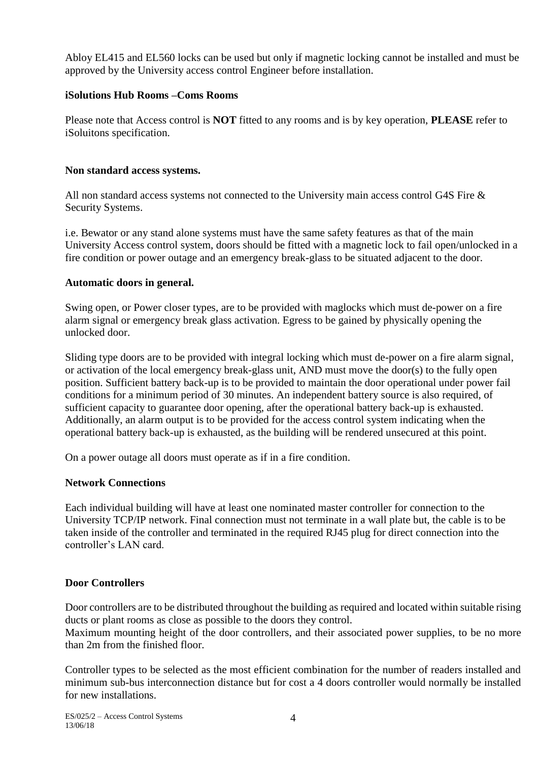Abloy EL415 and EL560 locks can be used but only if magnetic locking cannot be installed and must be approved by the University access control Engineer before installation.

**iSolutions Hub Rooms –Coms Rooms**

Please note that Access control is **NOT** fitted to any rooms and is by key operation, **PLEASE** refer to iSoluitons specification.

**Non standard access systems.**

All non standard access systems not connected to the University main access control G4S Fire & Security Systems.

i.e. Bewator or any stand alone systems must have the same safety features as that of the main University Access control system, doors should be fitted with a magnetic lock to fail open/unlocked in a fire condition or power outage and an emergency break-glass to be situated adjacent to the door.

**Automatic doors in general.**

Swing open, or Power closer types, are to be provided with maglocks which must de-power on a fire alarm signal or emergency break glass activation. Egress to be gained by physically opening the unlocked door.

Sliding type doors are to be provided with integral locking which must de-power on a fire alarm signal, or activation of the local emergency break-glass unit, AND must move the door(s) to the fully open position. Sufficient battery back-up is to be provided to maintain the door operational under power fail conditions for a minimum period of 30 minutes. An independent battery source is also required, of sufficient capacity to guarantee door opening, after the operational battery back-up is exhausted. Additionally, an alarm output is to be provided for the access control system indicating when the operational battery back-up is exhausted, as the building will be rendered unsecured at this point.

On a power outage all doors must operate as if in a fire condition.

**Network Connections**

Each individual building will have at least one nominated master controller for connection to the University TCP/IP network. Final connection must not terminate in a wall plate but, the cable is to be taken inside of the controller and terminated in the required RJ45 plug for direct connection into the controller's LAN card.

**Door Controllers**

Door controllers are to be distributed throughout the building as required and located within suitable rising ducts or plant rooms as close as possible to the doors they control.
Maximum mounting height of the door controllers, and their associated power supplies, to be no more than 2m from the finished floor.

Controller types to be selected as the most efficient combination for the number of readers installed and minimum sub-bus interconnection distance but for cost a 4 doors controller would normally be installed for new installations.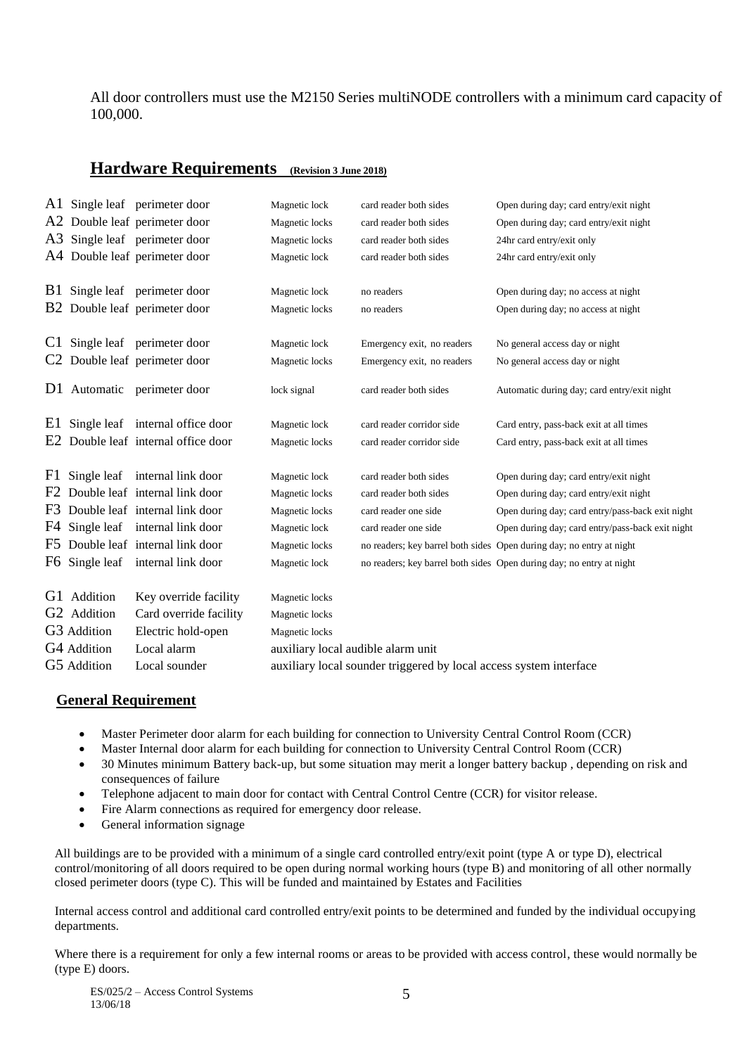All door controllers must use the M2150 Series multiNODE controllers with a minimum card capacity of 100,000.

## Hardware Requirements (Revision 3 June 2018)

| Type | Leaf | Door | Lock | Readers | Operation |
|---|---|---|---|---|---|
| A1 | Single leaf | perimeter door | Magnetic lock | card reader both sides | Open during day; card entry/exit night |
| A2 | Double leaf | perimeter door | Magnetic locks | card reader both sides | Open during day; card entry/exit night |
| A3 | Single leaf | perimeter door | Magnetic locks | card reader both sides | 24hr card entry/exit only |
| A4 | Double leaf | perimeter door | Magnetic lock | card reader both sides | 24hr card entry/exit only |
| B1 | Single leaf | perimeter door | Magnetic lock | no readers | Open during day; no access at night |
| B2 | Double leaf | perimeter door | Magnetic locks | no readers | Open during day; no access at night |
| C1 | Single leaf | perimeter door | Magnetic lock | Emergency exit, no readers | No general access day or night |
| C2 | Double leaf | perimeter door | Magnetic locks | Emergency exit, no readers | No general access day or night |
| D1 | Automatic | perimeter door | lock signal | card reader both sides | Automatic during day; card entry/exit night |
| E1 | Single leaf | internal office door | Magnetic lock | card reader corridor side | Card entry, pass-back exit at all times |
| E2 | Double leaf | internal office door | Magnetic locks | card reader corridor side | Card entry, pass-back exit at all times |
| F1 | Single leaf | internal link door | Magnetic lock | card reader both sides | Open during day; card entry/exit night |
| F2 | Double leaf | internal link door | Magnetic locks | card reader both sides | Open during day; card entry/exit night |
| F3 | Double leaf | internal link door | Magnetic locks | card reader one side | Open during day; card entry/pass-back exit night |
| F4 | Single leaf | internal link door | Magnetic lock | card reader one side | Open during day; card entry/pass-back exit night |
| F5 | Double leaf | internal link door | Magnetic locks | no readers; key barrel both sides | Open during day; no entry at night |
| F6 | Single leaf | internal link door | Magnetic lock | no readers; key barrel both sides | Open during day; no entry at night |
| G1 | Addition | Key override facility | Magnetic locks | | |
| G2 | Addition | Card override facility | Magnetic locks | | |
| G3 | Addition | Electric hold-open | Magnetic locks | | |
| G4 | Addition | Local alarm | auxiliary local audible alarm unit | | |
| G5 | Addition | Local sounder | auxiliary local sounder triggered by local access system interface | | |

### General Requirement

- Master Perimeter door alarm for each building for connection to University Central Control Room (CCR)
- Master Internal door alarm for each building for connection to University Central Control Room (CCR)
- 30 Minutes minimum Battery back-up, but some situation may merit a longer battery backup , depending on risk and consequences of failure
- Telephone adjacent to main door for contact with Central Control Centre (CCR) for visitor release.
- Fire Alarm connections as required for emergency door release.
- General information signage

All buildings are to be provided with a minimum of a single card controlled entry/exit point (type A or type D), electrical control/monitoring of all doors required to be open during normal working hours (type B) and monitoring of all other normally closed perimeter doors (type C). This will be funded and maintained by Estates and Facilities

Internal access control and additional card controlled entry/exit points to be determined and funded by the individual occupying departments.

Where there is a requirement for only a few internal rooms or areas to be provided with access control, these would normally be (type E) doors.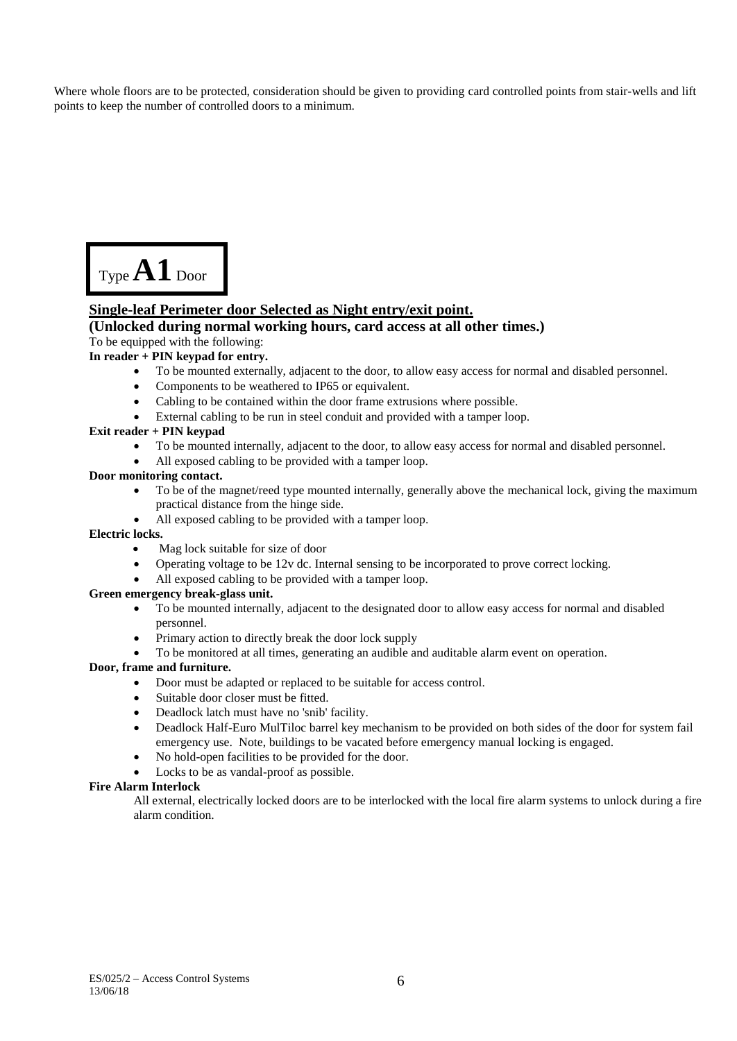Where whole floors are to be protected, consideration should be given to providing card controlled points from stair-wells and lift points to keep the number of controlled doors to a minimum.

# Type A1 Door

## Single-leaf Perimeter door Selected as Night entry/exit point.

**(Unlocked during normal working hours, card access at all other times.)**

To be equipped with the following:

**In reader + PIN keypad for entry.**

- To be mounted externally, adjacent to the door, to allow easy access for normal and disabled personnel.
- Components to be weathered to IP65 or equivalent.
- Cabling to be contained within the door frame extrusions where possible.
- External cabling to be run in steel conduit and provided with a tamper loop.

**Exit reader + PIN keypad**

- To be mounted internally, adjacent to the door, to allow easy access for normal and disabled personnel.
- All exposed cabling to be provided with a tamper loop.

**Door monitoring contact.**

- To be of the magnet/reed type mounted internally, generally above the mechanical lock, giving the maximum practical distance from the hinge side.
- All exposed cabling to be provided with a tamper loop.

**Electric locks.**

- Mag lock suitable for size of door
- Operating voltage to be 12v dc. Internal sensing to be incorporated to prove correct locking.
- All exposed cabling to be provided with a tamper loop.

**Green emergency break-glass unit.**

- To be mounted internally, adjacent to the designated door to allow easy access for normal and disabled personnel.
- Primary action to directly break the door lock supply
- To be monitored at all times, generating an audible and auditable alarm event on operation.

**Door, frame and furniture.**

- Door must be adapted or replaced to be suitable for access control.
- Suitable door closer must be fitted.
- Deadlock latch must have no 'snib' facility.
- Deadlock Half-Euro MulTiloc barrel key mechanism to be provided on both sides of the door for system fail emergency use. Note, buildings to be vacated before emergency manual locking is engaged.
- No hold-open facilities to be provided for the door.
- Locks to be as vandal-proof as possible.

**Fire Alarm Interlock**

All external, electrically locked doors are to be interlocked with the local fire alarm systems to unlock during a fire alarm condition.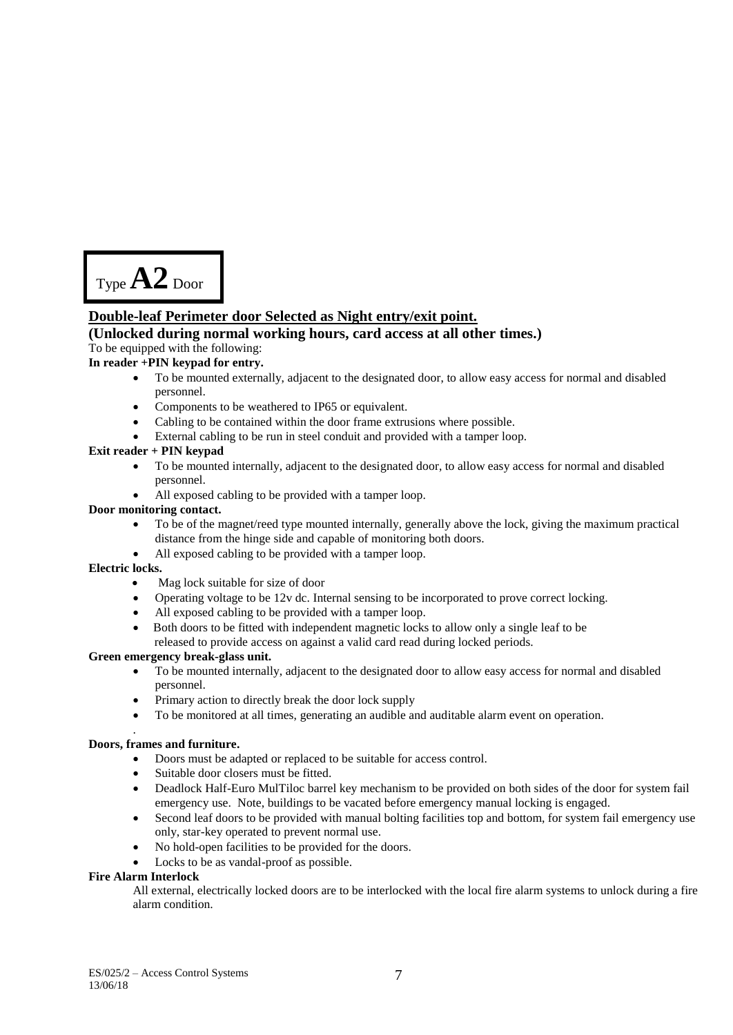# Type **A2** Door

## Double-leaf Perimeter door Selected as Night entry/exit point.

### (Unlocked during normal working hours, card access at all other times.)

To be equipped with the following:

**In reader +PIN keypad for entry.**

- To be mounted externally, adjacent to the designated door, to allow easy access for normal and disabled personnel.
- Components to be weathered to IP65 or equivalent.
- Cabling to be contained within the door frame extrusions where possible.
- External cabling to be run in steel conduit and provided with a tamper loop.

**Exit reader + PIN keypad**

- To be mounted internally, adjacent to the designated door, to allow easy access for normal and disabled personnel.
- All exposed cabling to be provided with a tamper loop.

**Door monitoring contact.**

- To be of the magnet/reed type mounted internally, generally above the lock, giving the maximum practical distance from the hinge side and capable of monitoring both doors.
- All exposed cabling to be provided with a tamper loop.

**Electric locks.**

- Mag lock suitable for size of door
- Operating voltage to be 12v dc. Internal sensing to be incorporated to prove correct locking.
- All exposed cabling to be provided with a tamper loop.
- Both doors to be fitted with independent magnetic locks to allow only a single leaf to be released to provide access on against a valid card read during locked periods.

**Green emergency break-glass unit.**

- To be mounted internally, adjacent to the designated door to allow easy access for normal and disabled personnel.
- Primary action to directly break the door lock supply
- To be monitored at all times, generating an audible and auditable alarm event on operation.

.

**Doors, frames and furniture.**

- Doors must be adapted or replaced to be suitable for access control.
- Suitable door closers must be fitted.
- Deadlock Half-Euro MulTiloc barrel key mechanism to be provided on both sides of the door for system fail emergency use. Note, buildings to be vacated before emergency manual locking is engaged.
- Second leaf doors to be provided with manual bolting facilities top and bottom, for system fail emergency use only, star-key operated to prevent normal use.
- No hold-open facilities to be provided for the doors.
- Locks to be as vandal-proof as possible.

**Fire Alarm Interlock**

All external, electrically locked doors are to be interlocked with the local fire alarm systems to unlock during a fire alarm condition.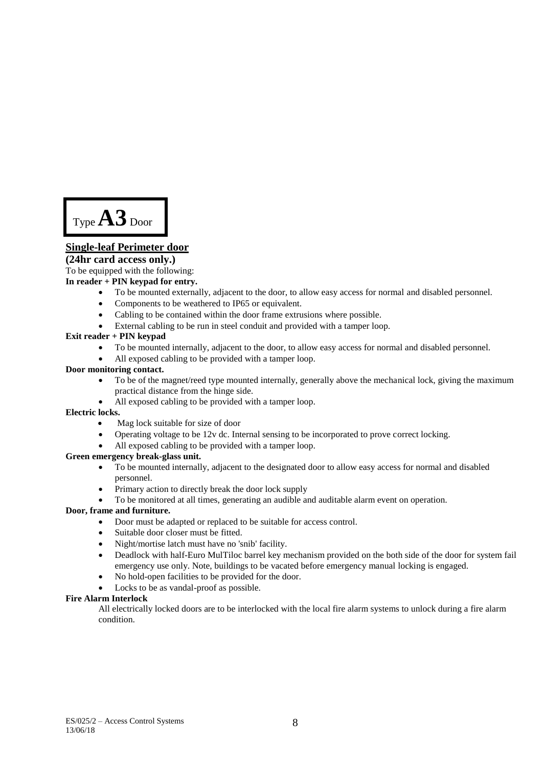**Type A3 Door**

## Single-leaf Perimeter door

**(24hr card access only.)**

To be equipped with the following:

**In reader + PIN keypad for entry.**

- To be mounted externally, adjacent to the door, to allow easy access for normal and disabled personnel.
- Components to be weathered to IP65 or equivalent.
- Cabling to be contained within the door frame extrusions where possible.
- External cabling to be run in steel conduit and provided with a tamper loop.

**Exit reader + PIN keypad**

- To be mounted internally, adjacent to the door, to allow easy access for normal and disabled personnel.
- All exposed cabling to be provided with a tamper loop.

**Door monitoring contact.**

- To be of the magnet/reed type mounted internally, generally above the mechanical lock, giving the maximum practical distance from the hinge side.
- All exposed cabling to be provided with a tamper loop.

**Electric locks.**

- Mag lock suitable for size of door
- Operating voltage to be 12v dc. Internal sensing to be incorporated to prove correct locking.
- All exposed cabling to be provided with a tamper loop.

**Green emergency break-glass unit.**

- To be mounted internally, adjacent to the designated door to allow easy access for normal and disabled personnel.
- Primary action to directly break the door lock supply
- To be monitored at all times, generating an audible and auditable alarm event on operation.

**Door, frame and furniture.**

- Door must be adapted or replaced to be suitable for access control.
- Suitable door closer must be fitted.
- Night/mortise latch must have no 'snib' facility.
- Deadlock with half-Euro MulTiloc barrel key mechanism provided on the both side of the door for system fail emergency use only. Note, buildings to be vacated before emergency manual locking is engaged.
- No hold-open facilities to be provided for the door.
- Locks to be as vandal-proof as possible.

**Fire Alarm Interlock**

All electrically locked doors are to be interlocked with the local fire alarm systems to unlock during a fire alarm condition.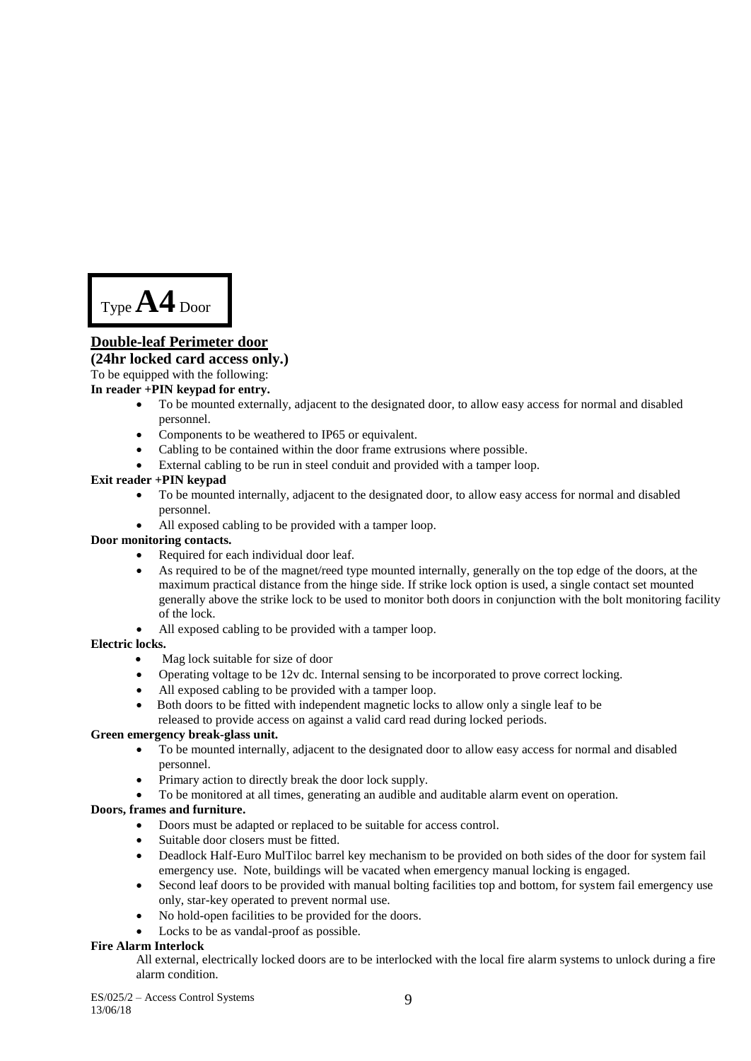# Type **A4** Door

## Double-leaf Perimeter door

**(24hr locked card access only.)**

To be equipped with the following:

**In reader +PIN keypad for entry.**

- To be mounted externally, adjacent to the designated door, to allow easy access for normal and disabled personnel.
- Components to be weathered to IP65 or equivalent.
- Cabling to be contained within the door frame extrusions where possible.
- External cabling to be run in steel conduit and provided with a tamper loop.

**Exit reader +PIN keypad**

- To be mounted internally, adjacent to the designated door, to allow easy access for normal and disabled personnel.
- All exposed cabling to be provided with a tamper loop.

**Door monitoring contacts.**

- Required for each individual door leaf.
- As required to be of the magnet/reed type mounted internally, generally on the top edge of the doors, at the maximum practical distance from the hinge side. If strike lock option is used, a single contact set mounted generally above the strike lock to be used to monitor both doors in conjunction with the bolt monitoring facility of the lock.
- All exposed cabling to be provided with a tamper loop.

**Electric locks.**

- Mag lock suitable for size of door
- Operating voltage to be 12v dc. Internal sensing to be incorporated to prove correct locking.
- All exposed cabling to be provided with a tamper loop.
- Both doors to be fitted with independent magnetic locks to allow only a single leaf to be released to provide access on against a valid card read during locked periods.

**Green emergency break-glass unit.**

- To be mounted internally, adjacent to the designated door to allow easy access for normal and disabled personnel.
- Primary action to directly break the door lock supply.
- To be monitored at all times, generating an audible and auditable alarm event on operation.

**Doors, frames and furniture.**

- Doors must be adapted or replaced to be suitable for access control.
- Suitable door closers must be fitted.
- Deadlock Half-Euro MulTiloc barrel key mechanism to be provided on both sides of the door for system fail emergency use. Note, buildings will be vacated when emergency manual locking is engaged.
- Second leaf doors to be provided with manual bolting facilities top and bottom, for system fail emergency use only, star-key operated to prevent normal use.
- No hold-open facilities to be provided for the doors.
- Locks to be as vandal-proof as possible.

**Fire Alarm Interlock**

All external, electrically locked doors are to be interlocked with the local fire alarm systems to unlock during a fire alarm condition.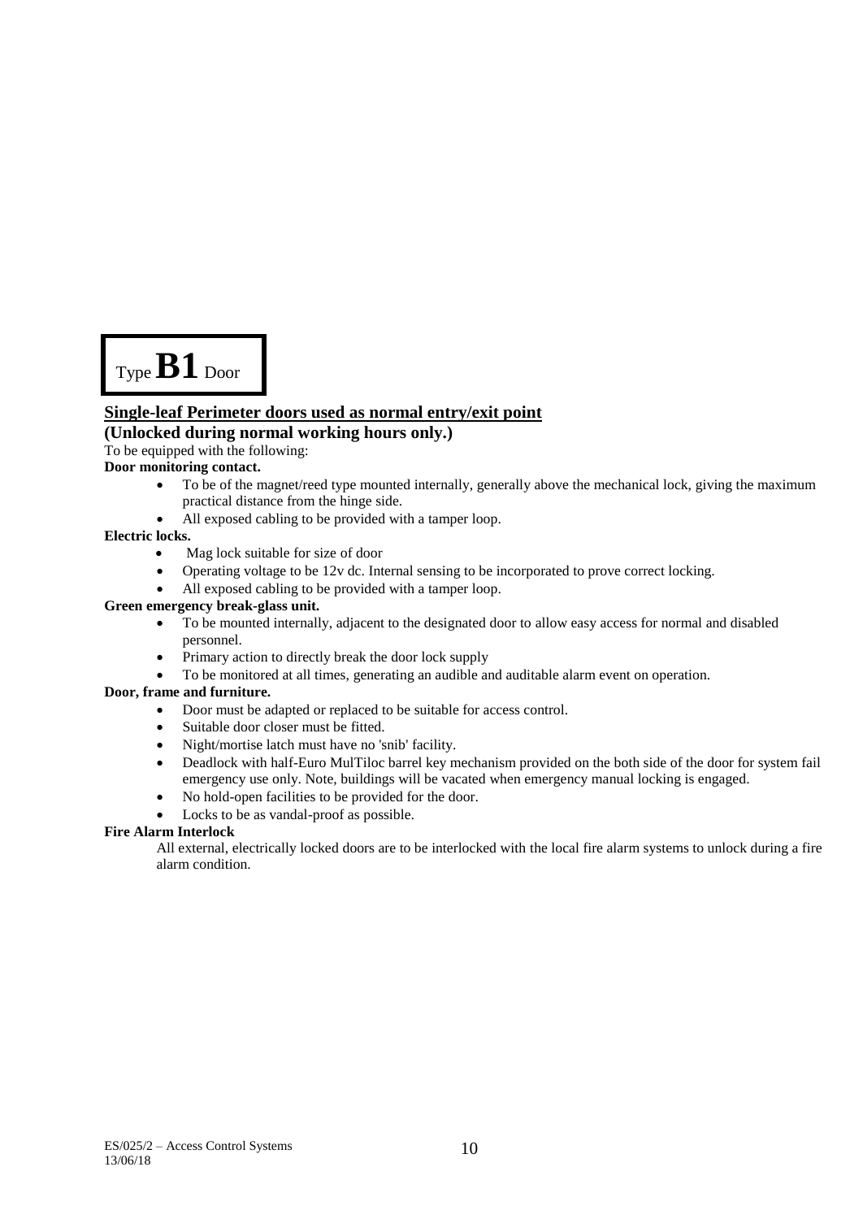# Type **B1** Door

## Single-leaf Perimeter doors used as normal entry/exit point

### (Unlocked during normal working hours only.)

To be equipped with the following:

**Door monitoring contact.**

- To be of the magnet/reed type mounted internally, generally above the mechanical lock, giving the maximum practical distance from the hinge side.
- All exposed cabling to be provided with a tamper loop.

**Electric locks.**

- Mag lock suitable for size of door
- Operating voltage to be 12v dc. Internal sensing to be incorporated to prove correct locking.
- All exposed cabling to be provided with a tamper loop.

**Green emergency break-glass unit.**

- To be mounted internally, adjacent to the designated door to allow easy access for normal and disabled personnel.
- Primary action to directly break the door lock supply
- To be monitored at all times, generating an audible and auditable alarm event on operation.

**Door, frame and furniture.**

- Door must be adapted or replaced to be suitable for access control.
- Suitable door closer must be fitted.
- Night/mortise latch must have no 'snib' facility.
- Deadlock with half-Euro MulTiloc barrel key mechanism provided on the both side of the door for system fail emergency use only. Note, buildings will be vacated when emergency manual locking is engaged.
- No hold-open facilities to be provided for the door.
- Locks to be as vandal-proof as possible.

**Fire Alarm Interlock**

All external, electrically locked doors are to be interlocked with the local fire alarm systems to unlock during a fire alarm condition.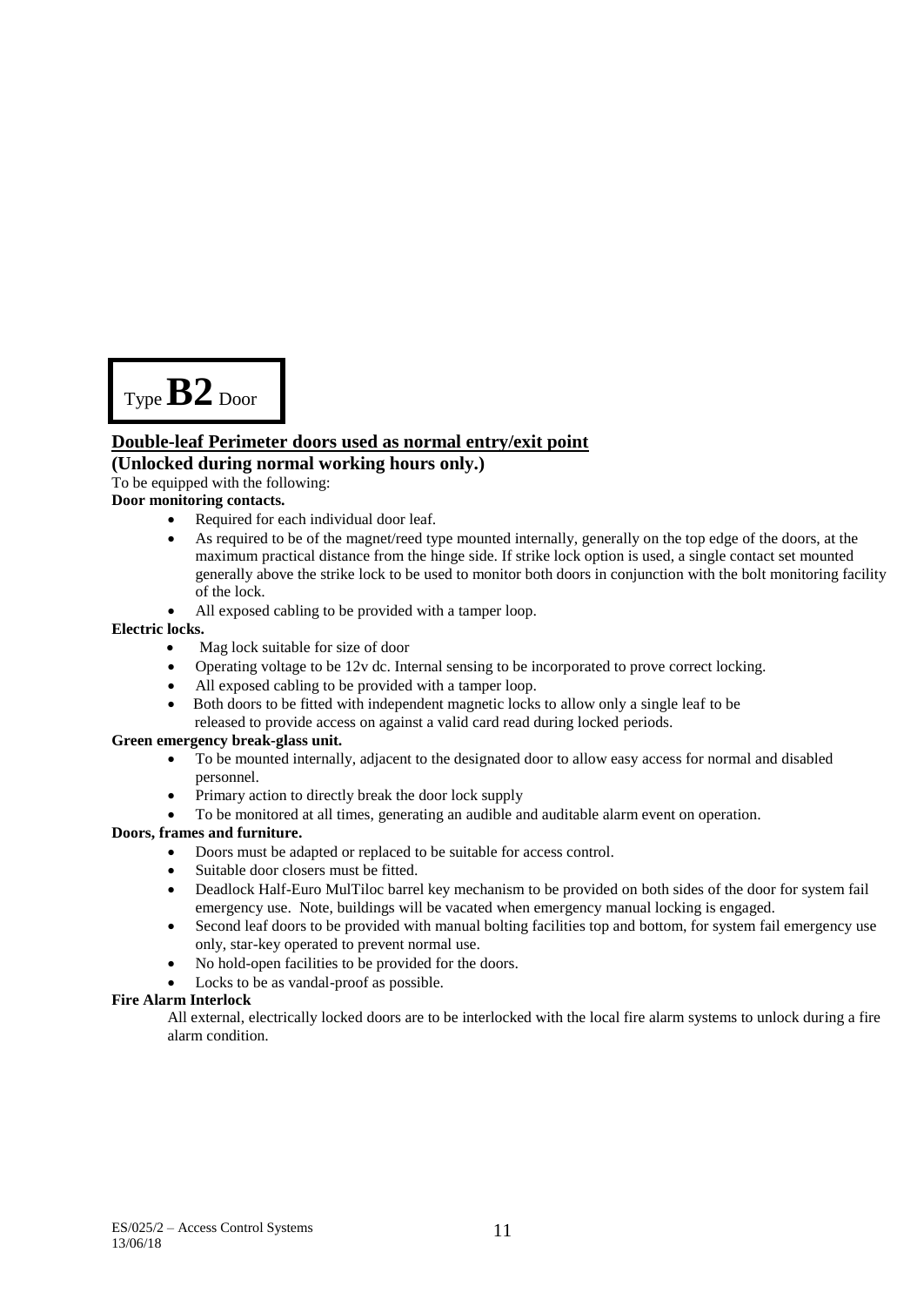# Type **B2** Door

## Double-leaf Perimeter doors used as normal entry/exit point

### (Unlocked during normal working hours only.)

To be equipped with the following:

**Door monitoring contacts.**

- Required for each individual door leaf.
- As required to be of the magnet/reed type mounted internally, generally on the top edge of the doors, at the maximum practical distance from the hinge side. If strike lock option is used, a single contact set mounted generally above the strike lock to be used to monitor both doors in conjunction with the bolt monitoring facility of the lock.
- All exposed cabling to be provided with a tamper loop.

**Electric locks.**

- Mag lock suitable for size of door
- Operating voltage to be 12v dc. Internal sensing to be incorporated to prove correct locking.
- All exposed cabling to be provided with a tamper loop.
- Both doors to be fitted with independent magnetic locks to allow only a single leaf to be released to provide access on against a valid card read during locked periods.

**Green emergency break-glass unit.**

- To be mounted internally, adjacent to the designated door to allow easy access for normal and disabled personnel.
- Primary action to directly break the door lock supply
- To be monitored at all times, generating an audible and auditable alarm event on operation.

**Doors, frames and furniture.**

- Doors must be adapted or replaced to be suitable for access control.
- Suitable door closers must be fitted.
- Deadlock Half-Euro MulTiloc barrel key mechanism to be provided on both sides of the door for system fail emergency use. Note, buildings will be vacated when emergency manual locking is engaged.
- Second leaf doors to be provided with manual bolting facilities top and bottom, for system fail emergency use only, star-key operated to prevent normal use.
- No hold-open facilities to be provided for the doors.
- Locks to be as vandal-proof as possible.

**Fire Alarm Interlock**

All external, electrically locked doors are to be interlocked with the local fire alarm systems to unlock during a fire alarm condition.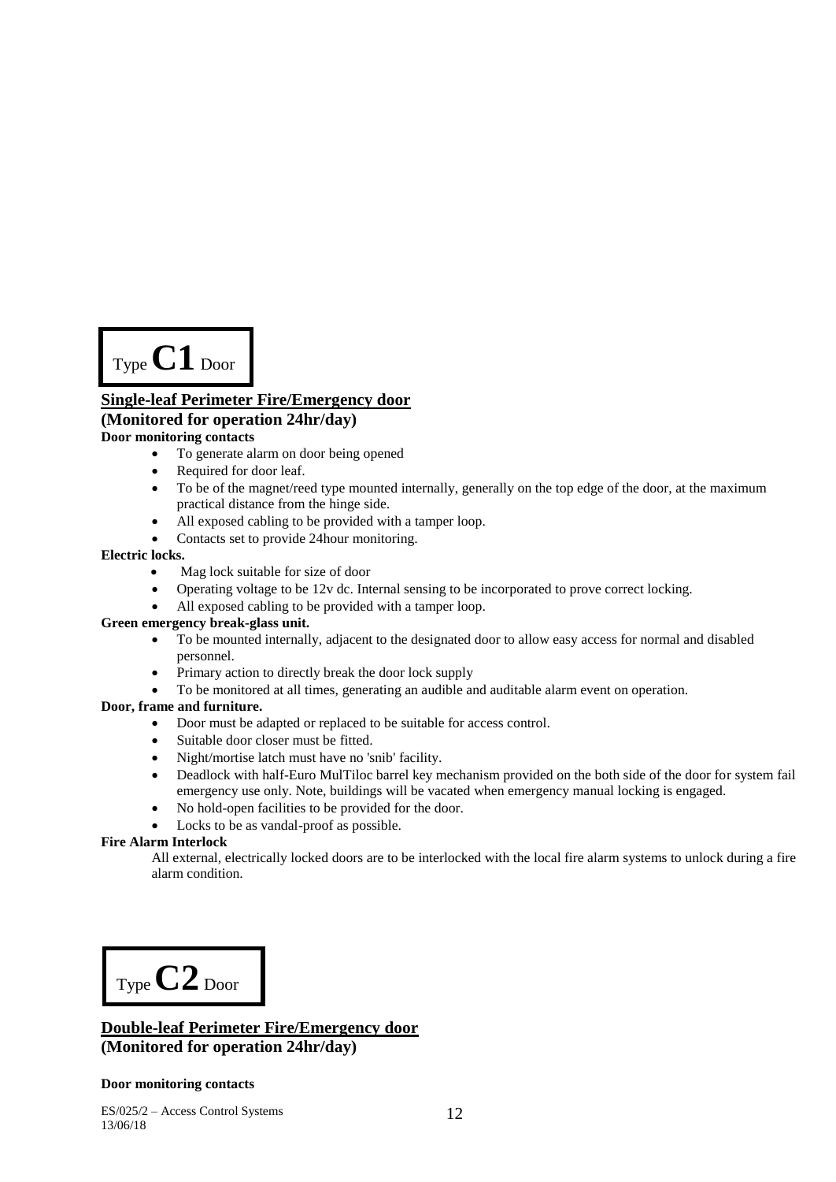## Type **C1** Door

### Single-leaf Perimeter Fire/Emergency door

**(Monitored for operation 24hr/day)**

**Door monitoring contacts**

- To generate alarm on door being opened
- Required for door leaf.
- To be of the magnet/reed type mounted internally, generally on the top edge of the door, at the maximum practical distance from the hinge side.
- All exposed cabling to be provided with a tamper loop.
- Contacts set to provide 24hour monitoring.

**Electric locks.**

- Mag lock suitable for size of door
- Operating voltage to be 12v dc. Internal sensing to be incorporated to prove correct locking.
- All exposed cabling to be provided with a tamper loop.

**Green emergency break-glass unit.**

- To be mounted internally, adjacent to the designated door to allow easy access for normal and disabled personnel.
- Primary action to directly break the door lock supply
- To be monitored at all times, generating an audible and auditable alarm event on operation.

**Door, frame and furniture.**

- Door must be adapted or replaced to be suitable for access control.
- Suitable door closer must be fitted.
- Night/mortise latch must have no 'snib' facility.
- Deadlock with half-Euro MulTiloc barrel key mechanism provided on the both side of the door for system fail emergency use only. Note, buildings will be vacated when emergency manual locking is engaged.
- No hold-open facilities to be provided for the door.
- Locks to be as vandal-proof as possible.

**Fire Alarm Interlock**

All external, electrically locked doors are to be interlocked with the local fire alarm systems to unlock during a fire alarm condition.

## Type **C2** Door

### Double-leaf Perimeter Fire/Emergency door

**(Monitored for operation 24hr/day)**

**Door monitoring contacts**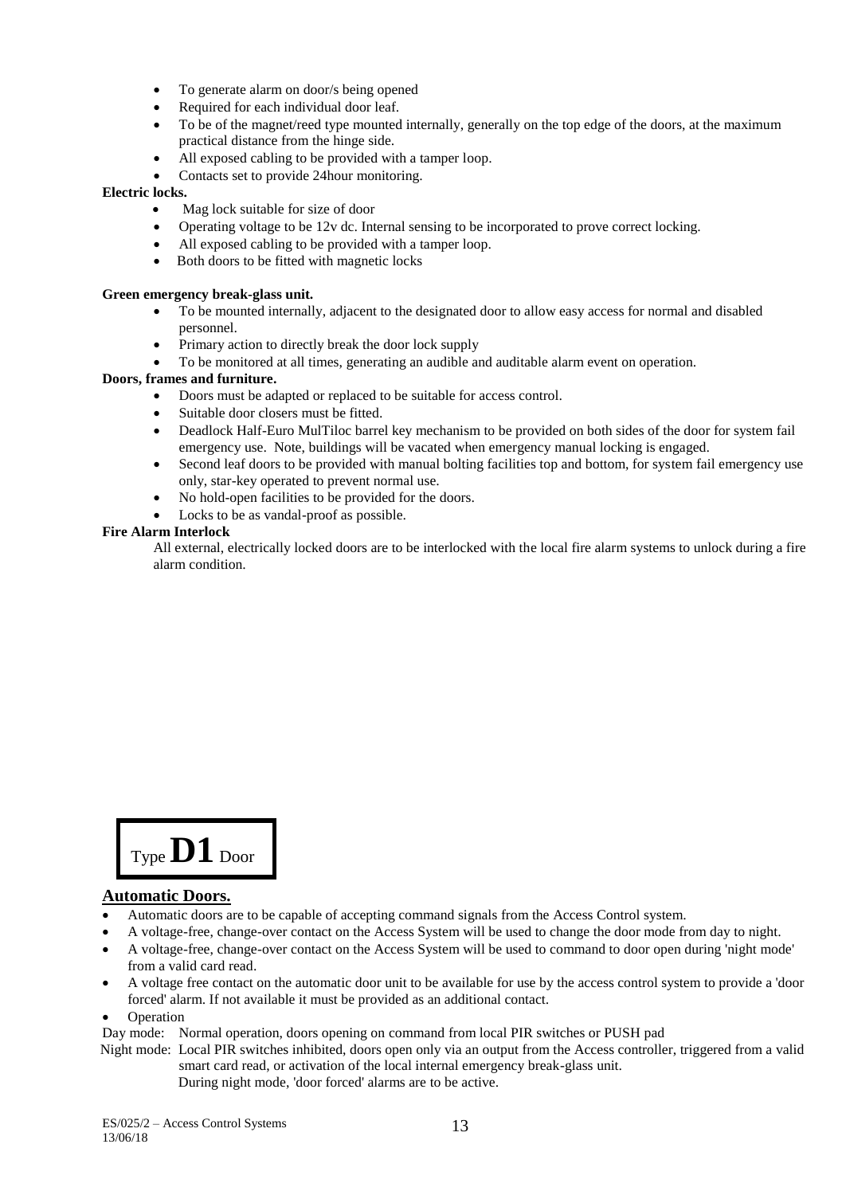- To generate alarm on door/s being opened
- Required for each individual door leaf.
- To be of the magnet/reed type mounted internally, generally on the top edge of the doors, at the maximum practical distance from the hinge side.
- All exposed cabling to be provided with a tamper loop.
- Contacts set to provide 24hour monitoring.

**Electric locks.**

- Mag lock suitable for size of door
- Operating voltage to be 12v dc. Internal sensing to be incorporated to prove correct locking.
- All exposed cabling to be provided with a tamper loop.
- Both doors to be fitted with magnetic locks

**Green emergency break-glass unit.**

- To be mounted internally, adjacent to the designated door to allow easy access for normal and disabled personnel.
- Primary action to directly break the door lock supply
- To be monitored at all times, generating an audible and auditable alarm event on operation.

**Doors, frames and furniture.**

- Doors must be adapted or replaced to be suitable for access control.
- Suitable door closers must be fitted.
- Deadlock Half-Euro MulTiloc barrel key mechanism to be provided on both sides of the door for system fail emergency use. Note, buildings will be vacated when emergency manual locking is engaged.
- Second leaf doors to be provided with manual bolting facilities top and bottom, for system fail emergency use only, star-key operated to prevent normal use.
- No hold-open facilities to be provided for the doors.
- Locks to be as vandal-proof as possible.

**Fire Alarm Interlock**

All external, electrically locked doors are to be interlocked with the local fire alarm systems to unlock during a fire alarm condition.

Type **D1** Door

## Automatic Doors.

- Automatic doors are to be capable of accepting command signals from the Access Control system.
- A voltage-free, change-over contact on the Access System will be used to change the door mode from day to night.
- A voltage-free, change-over contact on the Access System will be used to command to door open during 'night mode' from a valid card read.
- A voltage free contact on the automatic door unit to be available for use by the access control system to provide a 'door forced' alarm. If not available it must be provided as an additional contact.
- Operation

Day mode: Normal operation, doors opening on command from local PIR switches or PUSH pad

Night mode: Local PIR switches inhibited, doors open only via an output from the Access controller, triggered from a valid smart card read, or activation of the local internal emergency break-glass unit.
During night mode, 'door forced' alarms are to be active.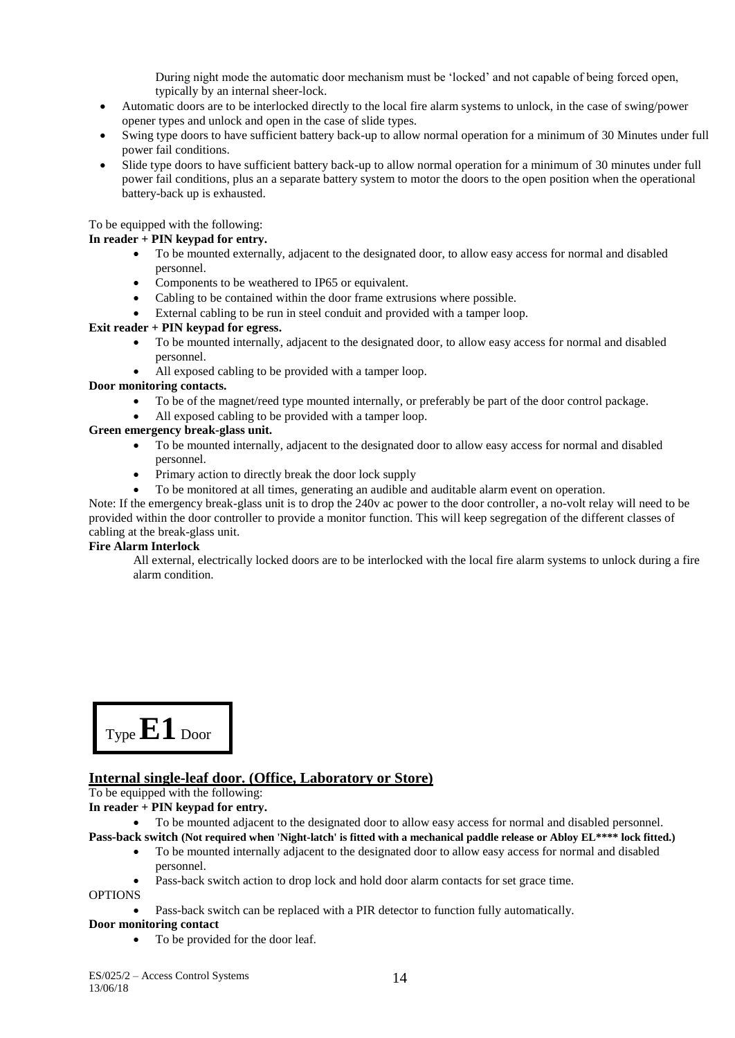During night mode the automatic door mechanism must be 'locked' and not capable of being forced open, typically by an internal sheer-lock.

- Automatic doors are to be interlocked directly to the local fire alarm systems to unlock, in the case of swing/power opener types and unlock and open in the case of slide types.
- Swing type doors to have sufficient battery back-up to allow normal operation for a minimum of 30 Minutes under full power fail conditions.
- Slide type doors to have sufficient battery back-up to allow normal operation for a minimum of 30 minutes under full power fail conditions, plus an a separate battery system to motor the doors to the open position when the operational battery-back up is exhausted.

To be equipped with the following:

**In reader + PIN keypad for entry.**

- To be mounted externally, adjacent to the designated door, to allow easy access for normal and disabled personnel.
- Components to be weathered to IP65 or equivalent.
- Cabling to be contained within the door frame extrusions where possible.
- External cabling to be run in steel conduit and provided with a tamper loop.

**Exit reader + PIN keypad for egress.**

- To be mounted internally, adjacent to the designated door, to allow easy access for normal and disabled personnel.
- All exposed cabling to be provided with a tamper loop.

**Door monitoring contacts.**

- To be of the magnet/reed type mounted internally, or preferably be part of the door control package.
- All exposed cabling to be provided with a tamper loop.

**Green emergency break-glass unit.**

- To be mounted internally, adjacent to the designated door to allow easy access for normal and disabled personnel.
- Primary action to directly break the door lock supply
- To be monitored at all times, generating an audible and auditable alarm event on operation.

Note: If the emergency break-glass unit is to drop the 240v ac power to the door controller, a no-volt relay will need to be provided within the door controller to provide a monitor function. This will keep segregation of the different classes of cabling at the break-glass unit.

**Fire Alarm Interlock**

All external, electrically locked doors are to be interlocked with the local fire alarm systems to unlock during a fire alarm condition.

# Type **E1** Door

## Internal single-leaf door. (Office, Laboratory or Store)

To be equipped with the following:

**In reader + PIN keypad for entry.**

- To be mounted adjacent to the designated door to allow easy access for normal and disabled personnel.

**Pass-back switch (Not required when 'Night-latch' is fitted with a mechanical paddle release or Abloy EL**** lock fitted.)**

- To be mounted internally adjacent to the designated door to allow easy access for normal and disabled personnel.
- Pass-back switch action to drop lock and hold door alarm contacts for set grace time.

OPTIONS

- Pass-back switch can be replaced with a PIR detector to function fully automatically.

**Door monitoring contact**

- To be provided for the door leaf.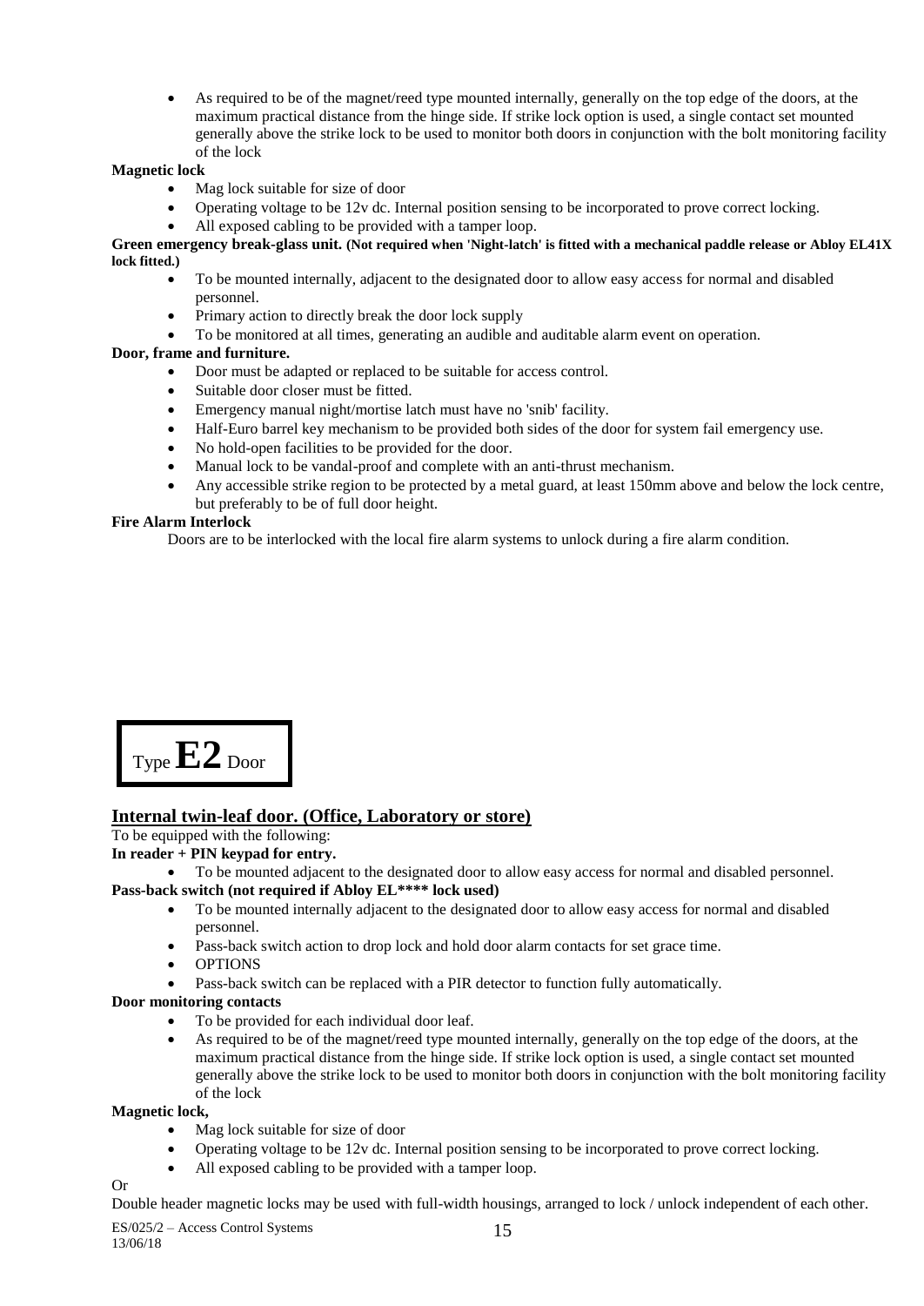- As required to be of the magnet/reed type mounted internally, generally on the top edge of the doors, at the maximum practical distance from the hinge side. If strike lock option is used, a single contact set mounted generally above the strike lock to be used to monitor both doors in conjunction with the bolt monitoring facility of the lock

**Magnetic lock**

- Mag lock suitable for size of door
- Operating voltage to be 12v dc. Internal position sensing to be incorporated to prove correct locking.
- All exposed cabling to be provided with a tamper loop.

**Green emergency break-glass unit. (Not required when 'Night-latch' is fitted with a mechanical paddle release or Abloy EL41X lock fitted.)**

- To be mounted internally, adjacent to the designated door to allow easy access for normal and disabled personnel.
- Primary action to directly break the door lock supply
- To be monitored at all times, generating an audible and auditable alarm event on operation.

**Door, frame and furniture.**

- Door must be adapted or replaced to be suitable for access control.
- Suitable door closer must be fitted.
- Emergency manual night/mortise latch must have no 'snib' facility.
- Half-Euro barrel key mechanism to be provided both sides of the door for system fail emergency use.
- No hold-open facilities to be provided for the door.
- Manual lock to be vandal-proof and complete with an anti-thrust mechanism.
- Any accessible strike region to be protected by a metal guard, at least 150mm above and below the lock centre, but preferably to be of full door height.

**Fire Alarm Interlock**

Doors are to be interlocked with the local fire alarm systems to unlock during a fire alarm condition.

# Type **E2** Door

## Internal twin-leaf door. (Office, Laboratory or store)

To be equipped with the following:

**In reader + PIN keypad for entry.**

- To be mounted adjacent to the designated door to allow easy access for normal and disabled personnel.

**Pass-back switch (not required if Abloy EL**** lock used)**

- To be mounted internally adjacent to the designated door to allow easy access for normal and disabled personnel.
- Pass-back switch action to drop lock and hold door alarm contacts for set grace time.
- OPTIONS
- Pass-back switch can be replaced with a PIR detector to function fully automatically.

**Door monitoring contacts**

- To be provided for each individual door leaf.
- As required to be of the magnet/reed type mounted internally, generally on the top edge of the doors, at the maximum practical distance from the hinge side. If strike lock option is used, a single contact set mounted generally above the strike lock to be used to monitor both doors in conjunction with the bolt monitoring facility of the lock

**Magnetic lock,**

- Mag lock suitable for size of door
- Operating voltage to be 12v dc. Internal position sensing to be incorporated to prove correct locking.
- All exposed cabling to be provided with a tamper loop.

Or

Double header magnetic locks may be used with full-width housings, arranged to lock / unlock independent of each other.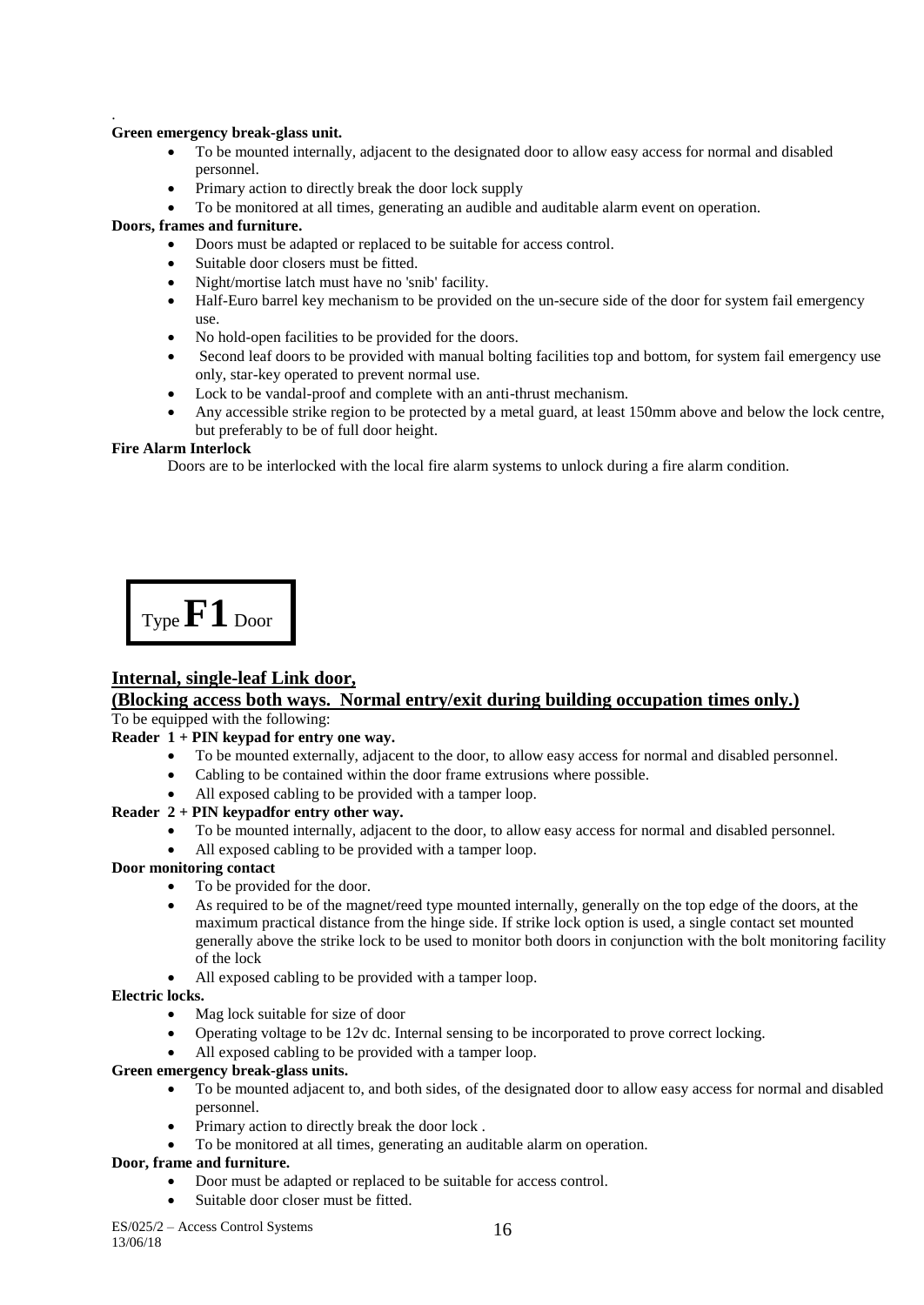**Green emergency break-glass unit.**

- To be mounted internally, adjacent to the designated door to allow easy access for normal and disabled personnel.
- Primary action to directly break the door lock supply
- To be monitored at all times, generating an audible and auditable alarm event on operation.

**Doors, frames and furniture.**

- Doors must be adapted or replaced to be suitable for access control.
- Suitable door closers must be fitted.
- Night/mortise latch must have no 'snib' facility.
- Half-Euro barrel key mechanism to be provided on the un-secure side of the door for system fail emergency use.
- No hold-open facilities to be provided for the doors.
- Second leaf doors to be provided with manual bolting facilities top and bottom, for system fail emergency use only, star-key operated to prevent normal use.
- Lock to be vandal-proof and complete with an anti-thrust mechanism.
- Any accessible strike region to be protected by a metal guard, at least 150mm above and below the lock centre, but preferably to be of full door height.

**Fire Alarm Interlock**

Doors are to be interlocked with the local fire alarm systems to unlock during a fire alarm condition.

# Type **F1** Door

## Internal, single-leaf Link door,

## (Blocking access both ways. Normal entry/exit during building occupation times only.)

To be equipped with the following:

**Reader 1 + PIN keypad for entry one way.**

- To be mounted externally, adjacent to the door, to allow easy access for normal and disabled personnel.
- Cabling to be contained within the door frame extrusions where possible.
- All exposed cabling to be provided with a tamper loop.

**Reader 2 + PIN keypadfor entry other way.**

- To be mounted internally, adjacent to the door, to allow easy access for normal and disabled personnel.
- All exposed cabling to be provided with a tamper loop.

**Door monitoring contact**

- To be provided for the door.
- As required to be of the magnet/reed type mounted internally, generally on the top edge of the doors, at the maximum practical distance from the hinge side. If strike lock option is used, a single contact set mounted generally above the strike lock to be used to monitor both doors in conjunction with the bolt monitoring facility of the lock
- All exposed cabling to be provided with a tamper loop.

**Electric locks.**

- Mag lock suitable for size of door
- Operating voltage to be 12v dc. Internal sensing to be incorporated to prove correct locking.
- All exposed cabling to be provided with a tamper loop.

**Green emergency break-glass units.**

- To be mounted adjacent to, and both sides, of the designated door to allow easy access for normal and disabled personnel.
- Primary action to directly break the door lock .
- To be monitored at all times, generating an auditable alarm on operation.

**Door, frame and furniture.**

- Door must be adapted or replaced to be suitable for access control.
- Suitable door closer must be fitted.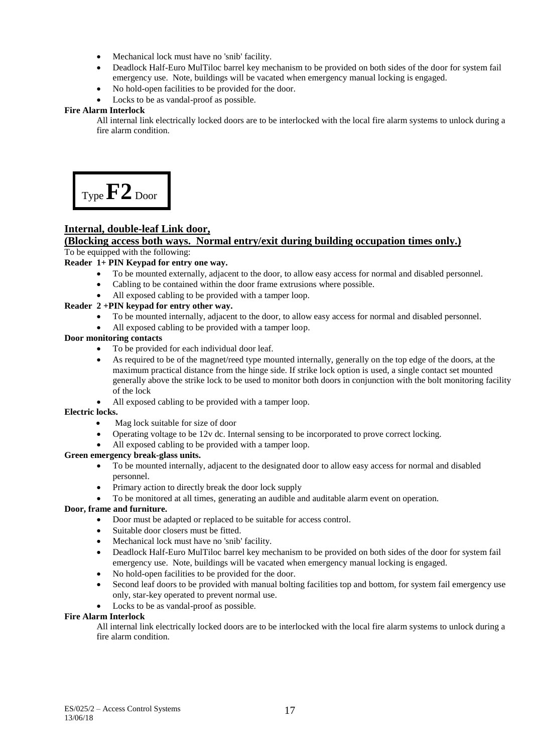- Mechanical lock must have no 'snib' facility.
- Deadlock Half-Euro MulTiloc barrel key mechanism to be provided on both sides of the door for system fail emergency use. Note, buildings will be vacated when emergency manual locking is engaged.
- No hold-open facilities to be provided for the door.
- Locks to be as vandal-proof as possible.

**Fire Alarm Interlock**

All internal link electrically locked doors are to be interlocked with the local fire alarm systems to unlock during a fire alarm condition.

# Type **F2** Door

## Internal, double-leaf Link door,

## (Blocking access both ways. Normal entry/exit during building occupation times only.)

To be equipped with the following:

**Reader 1+ PIN Keypad for entry one way.**

- To be mounted externally, adjacent to the door, to allow easy access for normal and disabled personnel.
- Cabling to be contained within the door frame extrusions where possible.
- All exposed cabling to be provided with a tamper loop.

**Reader 2 +PIN keypad for entry other way.**

- To be mounted internally, adjacent to the door, to allow easy access for normal and disabled personnel.
- All exposed cabling to be provided with a tamper loop.

**Door monitoring contacts**

- To be provided for each individual door leaf.
- As required to be of the magnet/reed type mounted internally, generally on the top edge of the doors, at the maximum practical distance from the hinge side. If strike lock option is used, a single contact set mounted generally above the strike lock to be used to monitor both doors in conjunction with the bolt monitoring facility of the lock
- All exposed cabling to be provided with a tamper loop.

**Electric locks.**

- Mag lock suitable for size of door
- Operating voltage to be 12v dc. Internal sensing to be incorporated to prove correct locking.
- All exposed cabling to be provided with a tamper loop.

**Green emergency break-glass units.**

- To be mounted internally, adjacent to the designated door to allow easy access for normal and disabled personnel.
- Primary action to directly break the door lock supply
- To be monitored at all times, generating an audible and auditable alarm event on operation.

**Door, frame and furniture.**

- Door must be adapted or replaced to be suitable for access control.
- Suitable door closers must be fitted.
- Mechanical lock must have no 'snib' facility.
- Deadlock Half-Euro MulTiloc barrel key mechanism to be provided on both sides of the door for system fail emergency use. Note, buildings will be vacated when emergency manual locking is engaged.
- No hold-open facilities to be provided for the door.
- Second leaf doors to be provided with manual bolting facilities top and bottom, for system fail emergency use only, star-key operated to prevent normal use.
- Locks to be as vandal-proof as possible.

**Fire Alarm Interlock**

All internal link electrically locked doors are to be interlocked with the local fire alarm systems to unlock during a fire alarm condition.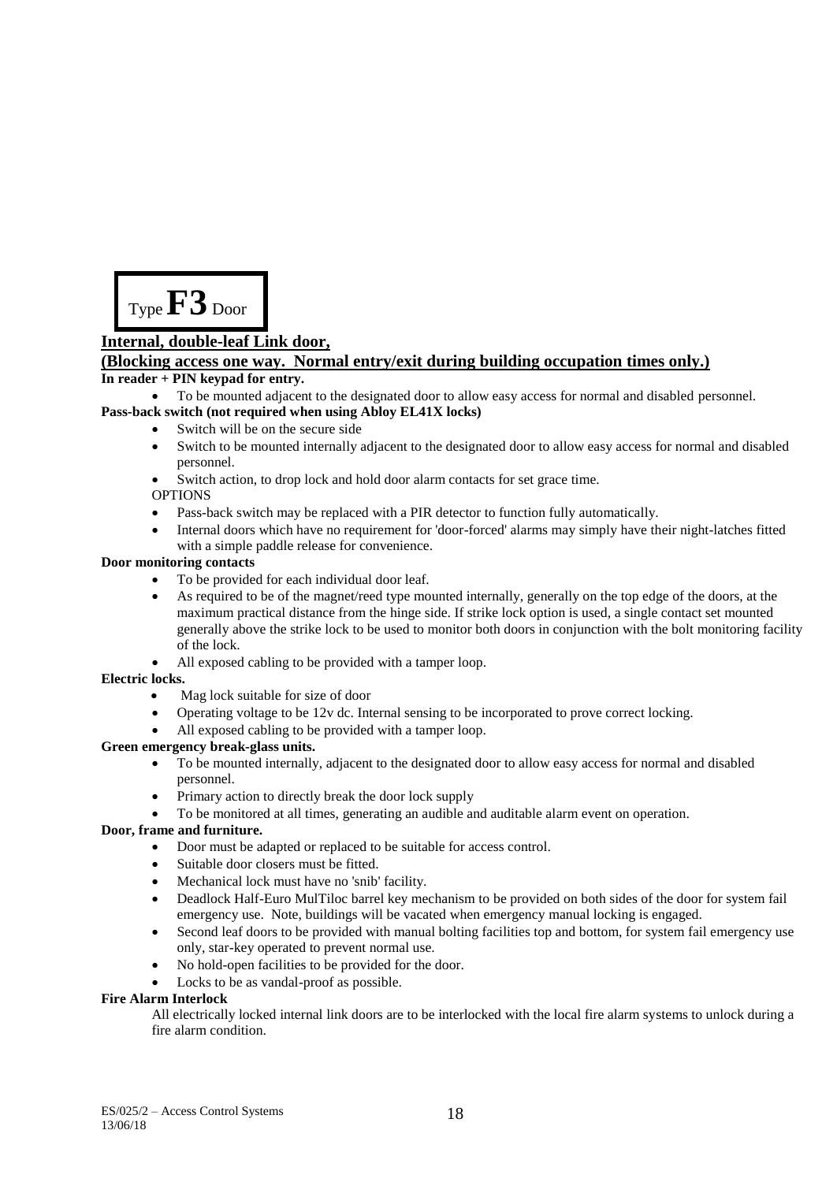## Type **F3** Door

**Internal, double-leaf Link door,**

**(Blocking access one way. Normal entry/exit during building occupation times only.)**

**In reader + PIN keypad for entry.**

- To be mounted adjacent to the designated door to allow easy access for normal and disabled personnel.

**Pass-back switch (not required when using Abloy EL41X locks)**

- Switch will be on the secure side
- Switch to be mounted internally adjacent to the designated door to allow easy access for normal and disabled personnel.
- Switch action, to drop lock and hold door alarm contacts for set grace time.

OPTIONS

- Pass-back switch may be replaced with a PIR detector to function fully automatically.
- Internal doors which have no requirement for 'door-forced' alarms may simply have their night-latches fitted with a simple paddle release for convenience.

**Door monitoring contacts**

- To be provided for each individual door leaf.
- As required to be of the magnet/reed type mounted internally, generally on the top edge of the doors, at the maximum practical distance from the hinge side. If strike lock option is used, a single contact set mounted generally above the strike lock to be used to monitor both doors in conjunction with the bolt monitoring facility of the lock.
- All exposed cabling to be provided with a tamper loop.

**Electric locks.**

- Mag lock suitable for size of door
- Operating voltage to be 12v dc. Internal sensing to be incorporated to prove correct locking.
- All exposed cabling to be provided with a tamper loop.

**Green emergency break-glass units.**

- To be mounted internally, adjacent to the designated door to allow easy access for normal and disabled personnel.
- Primary action to directly break the door lock supply
- To be monitored at all times, generating an audible and auditable alarm event on operation.

**Door, frame and furniture.**

- Door must be adapted or replaced to be suitable for access control.
- Suitable door closers must be fitted.
- Mechanical lock must have no 'snib' facility.
- Deadlock Half-Euro MulTiloc barrel key mechanism to be provided on both sides of the door for system fail emergency use. Note, buildings will be vacated when emergency manual locking is engaged.
- Second leaf doors to be provided with manual bolting facilities top and bottom, for system fail emergency use only, star-key operated to prevent normal use.
- No hold-open facilities to be provided for the door.
- Locks to be as vandal-proof as possible.

**Fire Alarm Interlock**

All electrically locked internal link doors are to be interlocked with the local fire alarm systems to unlock during a fire alarm condition.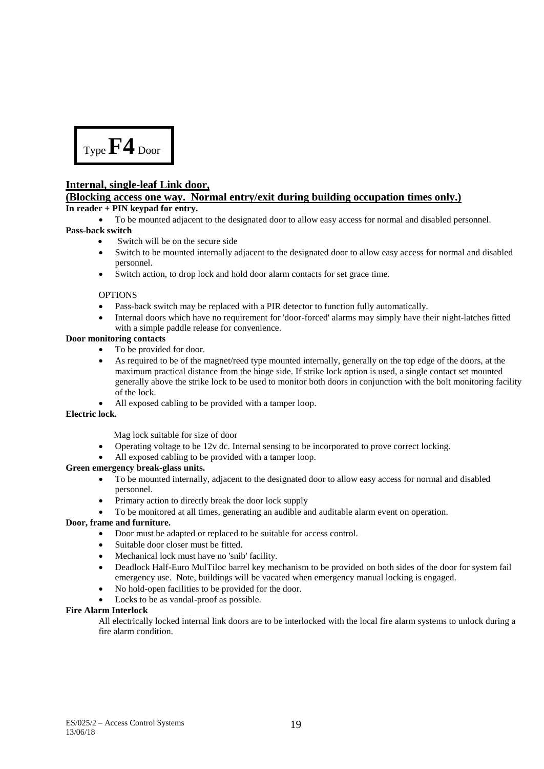# Type **F4** Door

## Internal, single-leaf Link door,

## (Blocking access one way. Normal entry/exit during building occupation times only.)

**In reader + PIN keypad for entry.**

- To be mounted adjacent to the designated door to allow easy access for normal and disabled personnel.

**Pass-back switch**

- Switch will be on the secure side
- Switch to be mounted internally adjacent to the designated door to allow easy access for normal and disabled personnel.
- Switch action, to drop lock and hold door alarm contacts for set grace time.

OPTIONS

- Pass-back switch may be replaced with a PIR detector to function fully automatically.
- Internal doors which have no requirement for 'door-forced' alarms may simply have their night-latches fitted with a simple paddle release for convenience.

**Door monitoring contacts**

- To be provided for door.
- As required to be of the magnet/reed type mounted internally, generally on the top edge of the doors, at the maximum practical distance from the hinge side. If strike lock option is used, a single contact set mounted generally above the strike lock to be used to monitor both doors in conjunction with the bolt monitoring facility of the lock.
- All exposed cabling to be provided with a tamper loop.

**Electric lock.**

Mag lock suitable for size of door

- Operating voltage to be 12v dc. Internal sensing to be incorporated to prove correct locking.
- All exposed cabling to be provided with a tamper loop.

**Green emergency break-glass units.**

- To be mounted internally, adjacent to the designated door to allow easy access for normal and disabled personnel.
- Primary action to directly break the door lock supply
- To be monitored at all times, generating an audible and auditable alarm event on operation.

**Door, frame and furniture.**

- Door must be adapted or replaced to be suitable for access control.
- Suitable door closer must be fitted.
- Mechanical lock must have no 'snib' facility.
- Deadlock Half-Euro MulTiloc barrel key mechanism to be provided on both sides of the door for system fail emergency use. Note, buildings will be vacated when emergency manual locking is engaged.
- No hold-open facilities to be provided for the door.
- Locks to be as vandal-proof as possible.

**Fire Alarm Interlock**

All electrically locked internal link doors are to be interlocked with the local fire alarm systems to unlock during a fire alarm condition.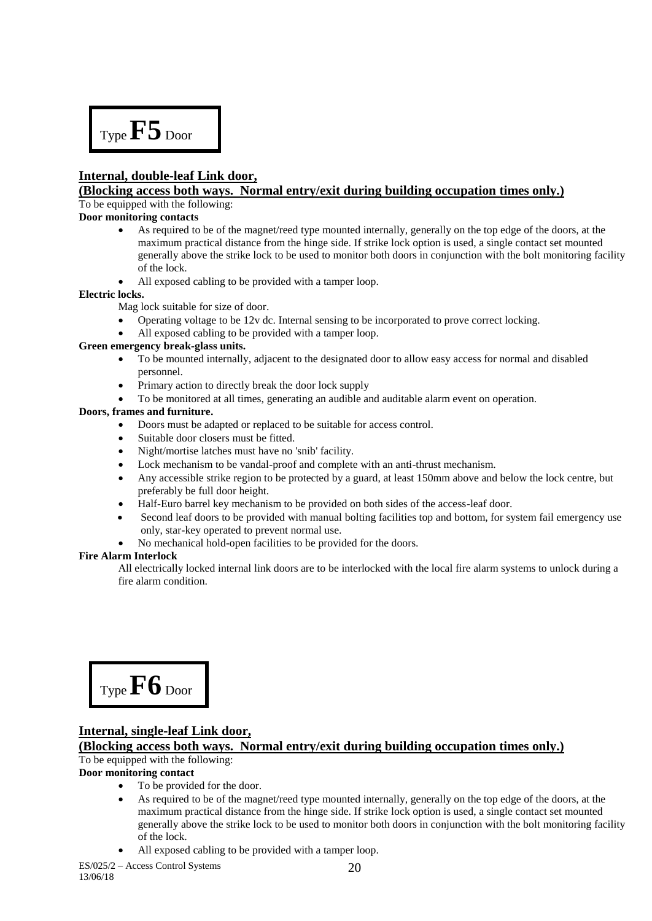# Type **F5** Door

## Internal, double-leaf Link door,

## (Blocking access both ways. Normal entry/exit during building occupation times only.)

To be equipped with the following:

**Door monitoring contacts**

- As required to be of the magnet/reed type mounted internally, generally on the top edge of the doors, at the maximum practical distance from the hinge side. If strike lock option is used, a single contact set mounted generally above the strike lock to be used to monitor both doors in conjunction with the bolt monitoring facility of the lock.
- All exposed cabling to be provided with a tamper loop.

**Electric locks.**

Mag lock suitable for size of door.

- Operating voltage to be 12v dc. Internal sensing to be incorporated to prove correct locking.
- All exposed cabling to be provided with a tamper loop.

**Green emergency break-glass units.**

- To be mounted internally, adjacent to the designated door to allow easy access for normal and disabled personnel.
- Primary action to directly break the door lock supply
- To be monitored at all times, generating an audible and auditable alarm event on operation.

**Doors, frames and furniture.**

- Doors must be adapted or replaced to be suitable for access control.
- Suitable door closers must be fitted.
- Night/mortise latches must have no 'snib' facility.
- Lock mechanism to be vandal-proof and complete with an anti-thrust mechanism.
- Any accessible strike region to be protected by a guard, at least 150mm above and below the lock centre, but preferably be full door height.
- Half-Euro barrel key mechanism to be provided on both sides of the access-leaf door.
- Second leaf doors to be provided with manual bolting facilities top and bottom, for system fail emergency use only, star-key operated to prevent normal use.
- No mechanical hold-open facilities to be provided for the doors.

**Fire Alarm Interlock**

All electrically locked internal link doors are to be interlocked with the local fire alarm systems to unlock during a fire alarm condition.

# Type **F6** Door

## Internal, single-leaf Link door,

## (Blocking access both ways. Normal entry/exit during building occupation times only.)

To be equipped with the following:

**Door monitoring contact**

- To be provided for the door.
- As required to be of the magnet/reed type mounted internally, generally on the top edge of the doors, at the maximum practical distance from the hinge side. If strike lock option is used, a single contact set mounted generally above the strike lock to be used to monitor both doors in conjunction with the bolt monitoring facility of the lock.
- All exposed cabling to be provided with a tamper loop.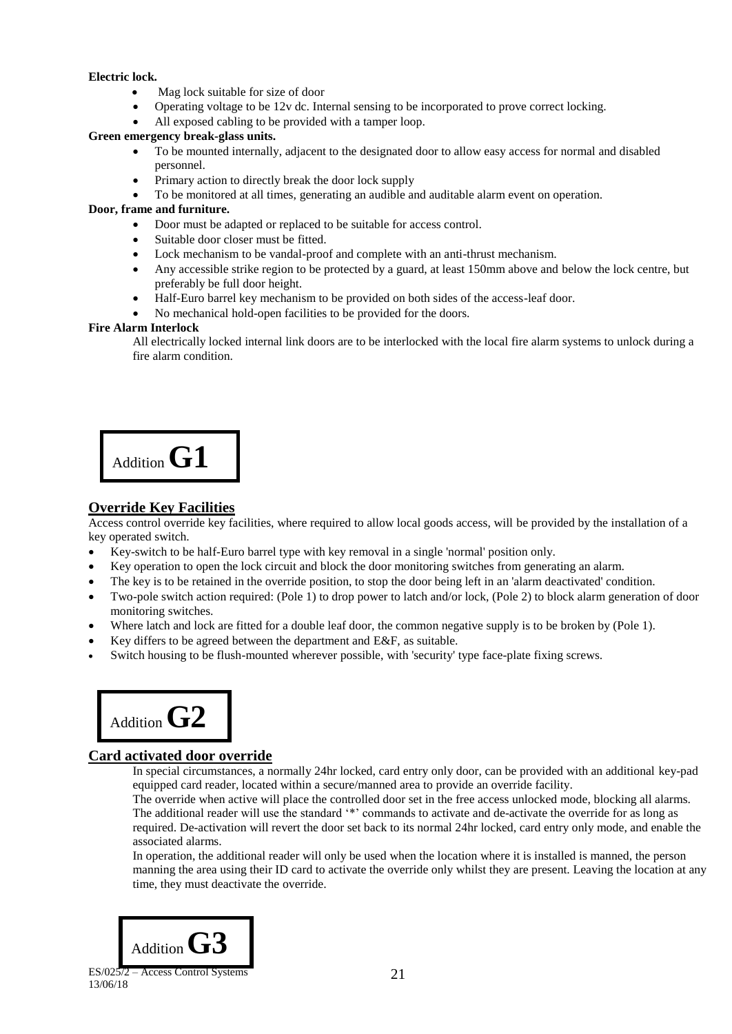**Electric lock.**

- Mag lock suitable for size of door
- Operating voltage to be 12v dc. Internal sensing to be incorporated to prove correct locking.
- All exposed cabling to be provided with a tamper loop.

**Green emergency break-glass units.**

- To be mounted internally, adjacent to the designated door to allow easy access for normal and disabled personnel.
- Primary action to directly break the door lock supply
- To be monitored at all times, generating an audible and auditable alarm event on operation.

**Door, frame and furniture.**

- Door must be adapted or replaced to be suitable for access control.
- Suitable door closer must be fitted.
- Lock mechanism to be vandal-proof and complete with an anti-thrust mechanism.
- Any accessible strike region to be protected by a guard, at least 150mm above and below the lock centre, but preferably be full door height.
- Half-Euro barrel key mechanism to be provided on both sides of the access-leaf door.
- No mechanical hold-open facilities to be provided for the doors.

**Fire Alarm Interlock**

All electrically locked internal link doors are to be interlocked with the local fire alarm systems to unlock during a fire alarm condition.

Addition **G1**

## Override Key Facilities

Access control override key facilities, where required to allow local goods access, will be provided by the installation of a key operated switch.

- Key-switch to be half-Euro barrel type with key removal in a single 'normal' position only.
- Key operation to open the lock circuit and block the door monitoring switches from generating an alarm.
- The key is to be retained in the override position, to stop the door being left in an 'alarm deactivated' condition.
- Two-pole switch action required: (Pole 1) to drop power to latch and/or lock, (Pole 2) to block alarm generation of door monitoring switches.
- Where latch and lock are fitted for a double leaf door, the common negative supply is to be broken by (Pole 1).
- Key differs to be agreed between the department and E&F, as suitable.
- Switch housing to be flush-mounted wherever possible, with 'security' type face-plate fixing screws.

Addition **G2**

## Card activated door override

In special circumstances, a normally 24hr locked, card entry only door, can be provided with an additional key-pad equipped card reader, located within a secure/manned area to provide an override facility.

The override when active will place the controlled door set in the free access unlocked mode, blocking all alarms. The additional reader will use the standard '*' commands to activate and de-activate the override for as long as required. De-activation will revert the door set back to its normal 24hr locked, card entry only mode, and enable the associated alarms.

In operation, the additional reader will only be used when the location where it is installed is manned, the person manning the area using their ID card to activate the override only whilst they are present. Leaving the location at any time, they must deactivate the override.

Addition **G3**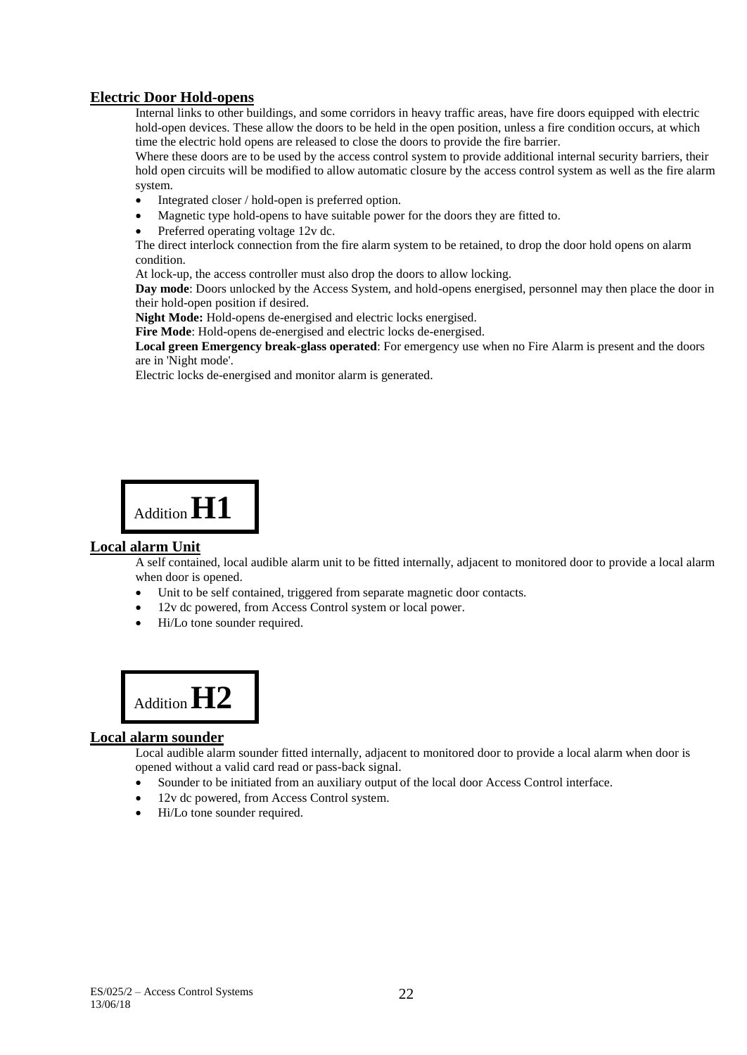## Electric Door Hold-opens

Internal links to other buildings, and some corridors in heavy traffic areas, have fire doors equipped with electric hold-open devices. These allow the doors to be held in the open position, unless a fire condition occurs, at which time the electric hold opens are released to close the doors to provide the fire barrier.

Where these doors are to be used by the access control system to provide additional internal security barriers, their hold open circuits will be modified to allow automatic closure by the access control system as well as the fire alarm system.

- Integrated closer / hold-open is preferred option.
- Magnetic type hold-opens to have suitable power for the doors they are fitted to.
- Preferred operating voltage 12v dc.

The direct interlock connection from the fire alarm system to be retained, to drop the door hold opens on alarm condition.

At lock-up, the access controller must also drop the doors to allow locking.

**Day mode**: Doors unlocked by the Access System, and hold-opens energised, personnel may then place the door in their hold-open position if desired.

**Night Mode:** Hold-opens de-energised and electric locks energised.

**Fire Mode**: Hold-opens de-energised and electric locks de-energised.

**Local green Emergency break-glass operated**: For emergency use when no Fire Alarm is present and the doors are in 'Night mode'.

Electric locks de-energised and monitor alarm is generated.

Addition **H1**

## Local alarm Unit

A self contained, local audible alarm unit to be fitted internally, adjacent to monitored door to provide a local alarm when door is opened.

- Unit to be self contained, triggered from separate magnetic door contacts.
- 12v dc powered, from Access Control system or local power.
- Hi/Lo tone sounder required.

Addition **H2**

## Local alarm sounder

Local audible alarm sounder fitted internally, adjacent to monitored door to provide a local alarm when door is opened without a valid card read or pass-back signal.

- Sounder to be initiated from an auxiliary output of the local door Access Control interface.
- 12v dc powered, from Access Control system.
- Hi/Lo tone sounder required.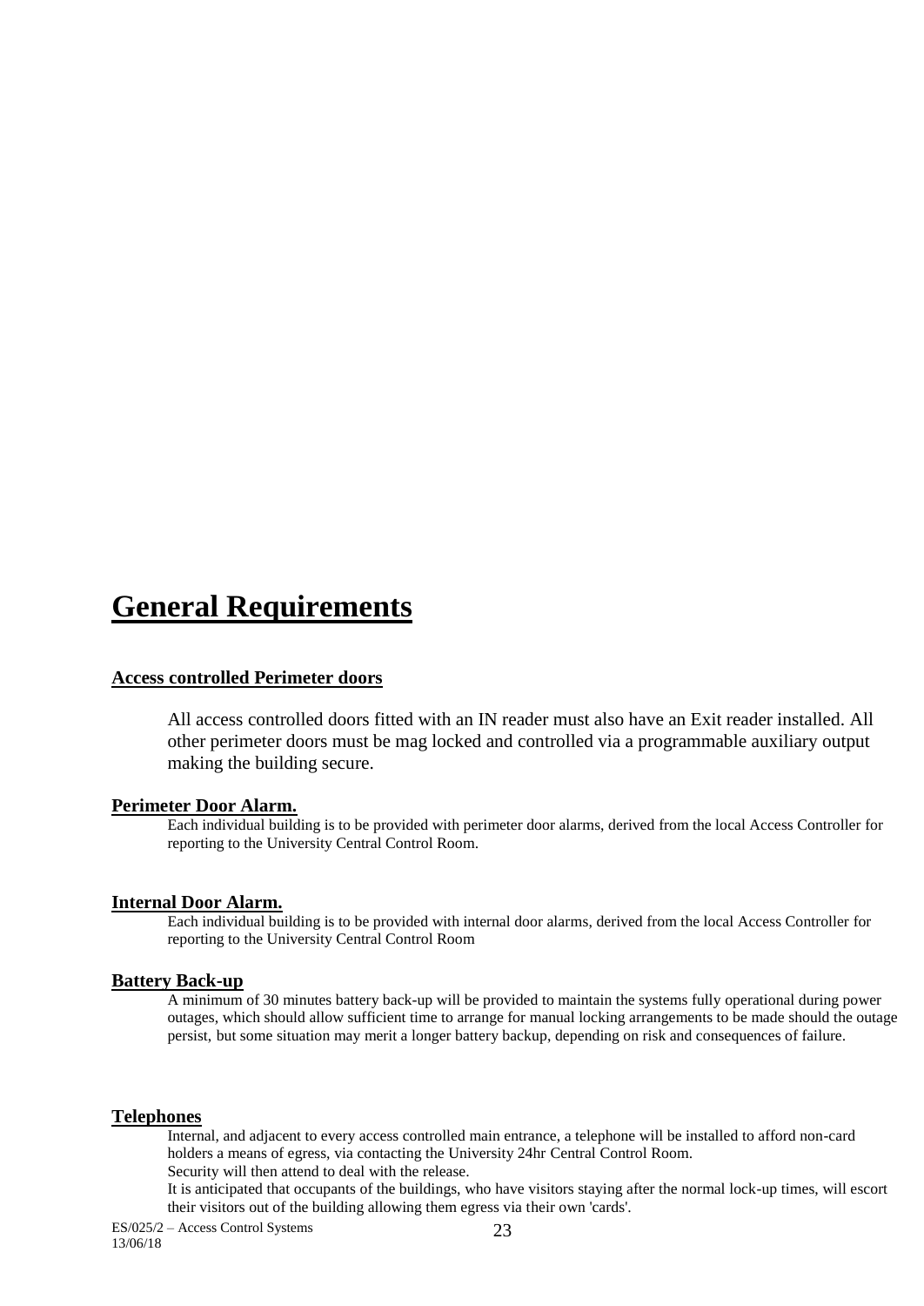# General Requirements

**Access controlled Perimeter doors**

All access controlled doors fitted with an IN reader must also have an Exit reader installed. All other perimeter doors must be mag locked and controlled via a programmable auxiliary output making the building secure.

**Perimeter Door Alarm.**

Each individual building is to be provided with perimeter door alarms, derived from the local Access Controller for reporting to the University Central Control Room.

**Internal Door Alarm.**

Each individual building is to be provided with internal door alarms, derived from the local Access Controller for reporting to the University Central Control Room

**Battery Back-up**

A minimum of 30 minutes battery back-up will be provided to maintain the systems fully operational during power outages, which should allow sufficient time to arrange for manual locking arrangements to be made should the outage persist, but some situation may merit a longer battery backup, depending on risk and consequences of failure.

**Telephones**

Internal, and adjacent to every access controlled main entrance, a telephone will be installed to afford non-card holders a means of egress, via contacting the University 24hr Central Control Room.
Security will then attend to deal with the release.
It is anticipated that occupants of the buildings, who have visitors staying after the normal lock-up times, will escort their visitors out of the building allowing them egress via their own 'cards'.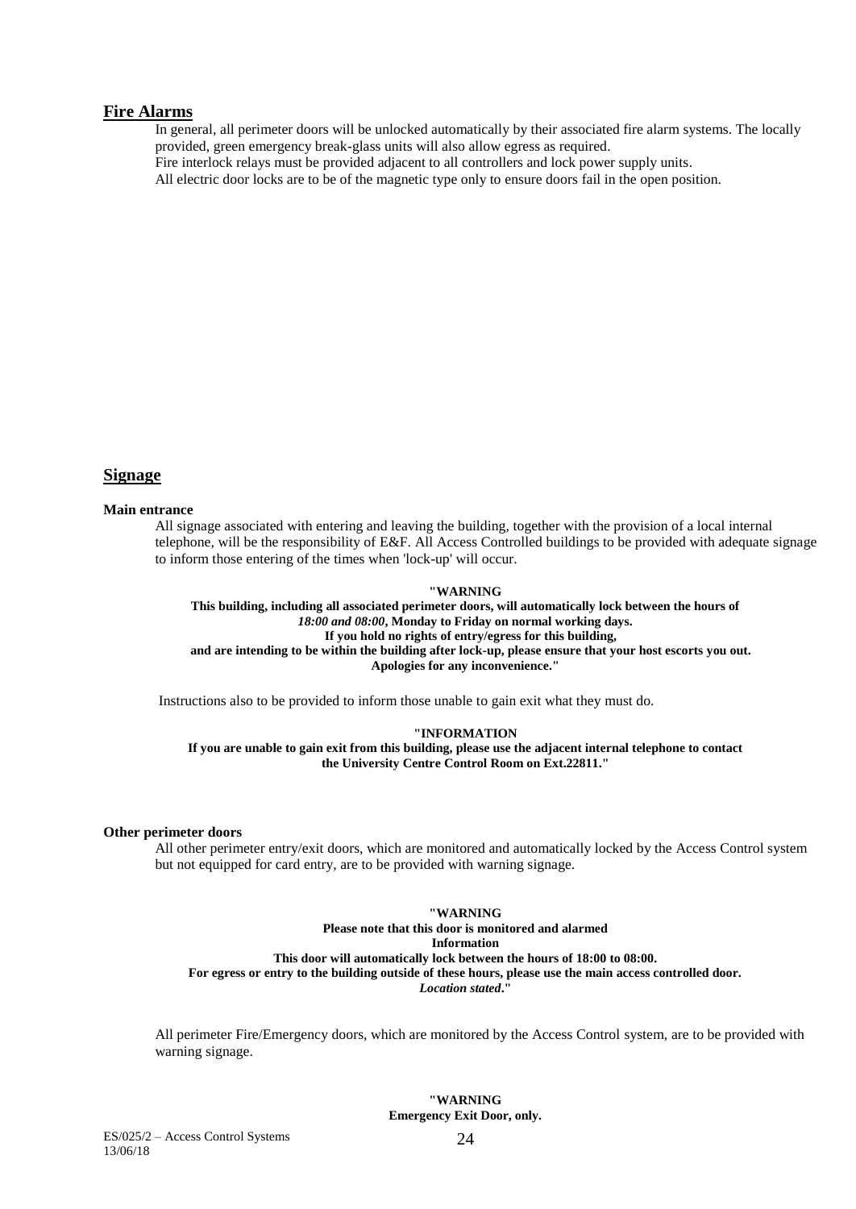## Fire Alarms

In general, all perimeter doors will be unlocked automatically by their associated fire alarm systems. The locally provided, green emergency break-glass units will also allow egress as required.

Fire interlock relays must be provided adjacent to all controllers and lock power supply units.

All electric door locks are to be of the magnetic type only to ensure doors fail in the open position.

## Signage

**Main entrance**

All signage associated with entering and leaving the building, together with the provision of a local internal telephone, will be the responsibility of E&F. All Access Controlled buildings to be provided with adequate signage to inform those entering of the times when 'lock-up' will occur.

**"WARNING**
**This building, including all associated perimeter doors, will automatically lock between the hours of** ***18:00 and 08:00*****, Monday to Friday on normal working days.**
**If you hold no rights of entry/egress for this building,**
**and are intending to be within the building after lock-up, please ensure that your host escorts you out.**
**Apologies for any inconvenience."**

Instructions also to be provided to inform those unable to gain exit what they must do.

**"INFORMATION**
**If you are unable to gain exit from this building, please use the adjacent internal telephone to contact the University Centre Control Room on Ext.22811."**

**Other perimeter doors**

All other perimeter entry/exit doors, which are monitored and automatically locked by the Access Control system but not equipped for card entry, are to be provided with warning signage.

**"WARNING**
**Please note that this door is monitored and alarmed**
**Information**
**This door will automatically lock between the hours of 18:00 to 08:00.**
**For egress or entry to the building outside of these hours, please use the main access controlled door.**
***Location stated*****."**

All perimeter Fire/Emergency doors, which are monitored by the Access Control system, are to be provided with warning signage.

**"WARNING**
**Emergency Exit Door, only.**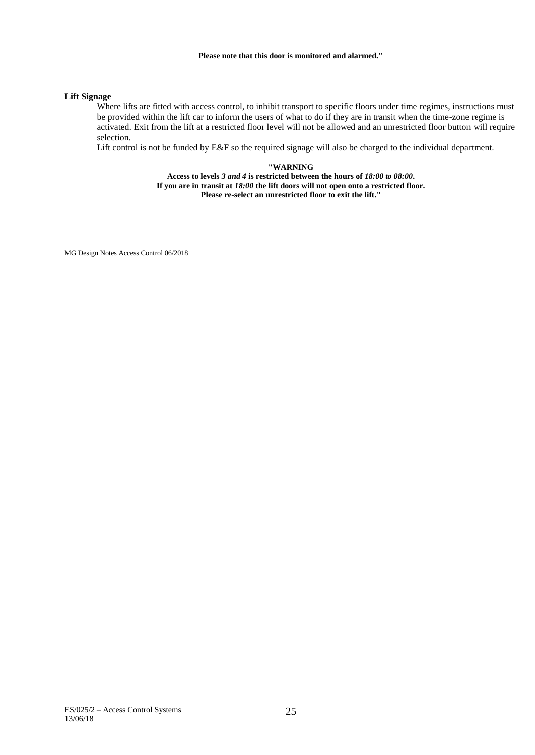**Please note that this door is monitored and alarmed."**

**Lift Signage**

Where lifts are fitted with access control, to inhibit transport to specific floors under time regimes, instructions must be provided within the lift car to inform the users of what to do if they are in transit when the time-zone regime is activated. Exit from the lift at a restricted floor level will not be allowed and an unrestricted floor button will require selection.

Lift control is not be funded by E&F so the required signage will also be charged to the individual department.

**"WARNING**
**Access to levels *3 and 4* is restricted between the hours of *18:00 to 08:00*.**
**If you are in transit at *18:00* the lift doors will not open onto a restricted floor.**
**Please re-select an unrestricted floor to exit the lift."**

MG Design Notes Access Control 06/2018